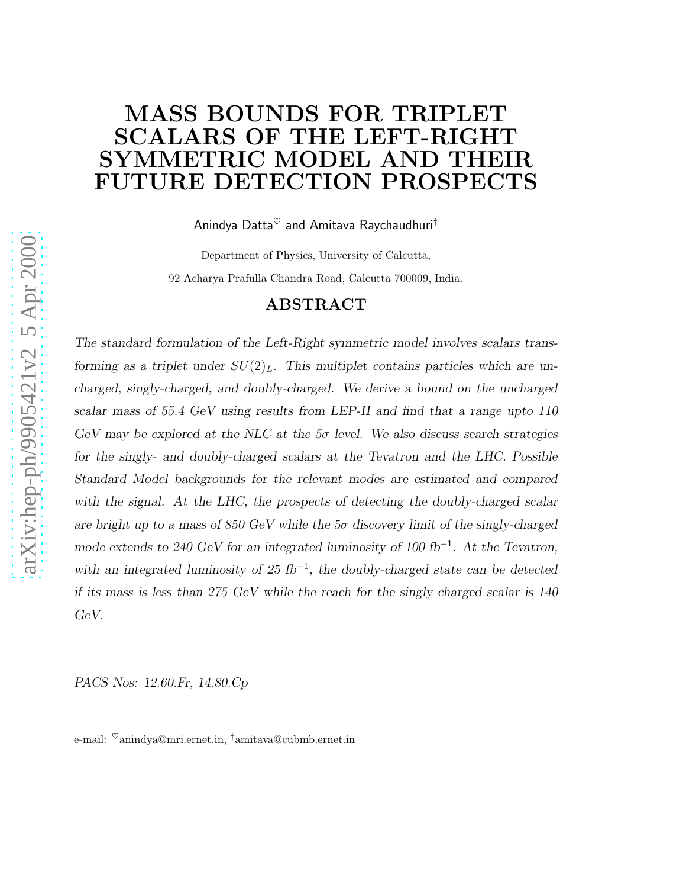# MASS BOUNDS FOR TRIPLET SCALARS OF THE LEFT-RIGHT SYMMETRIC MODEL AND THEIR FUTURE DETECTION PROSPECTS

Anindya Datta[♡] and Amitava Raychaudhuri[†]

Department of Physics, University of Calcutta,

92 Acharya Prafulla Chandra Road, Calcutta 700009, India.

## ABSTRACT

*The standard formulation of the Left-Right symmetric model involves scalars transforming as a triplet under $SU(2)_L$. This multiplet contains particles which are uncharged, singly-charged, and doubly-charged. We derive a bound on the uncharged scalar mass of 55.4 GeV using results from LEP-II and find that a range upto 110 GeV may be explored at the NLC at the $5\sigma$ level. We also discuss search strategies for the singly- and doubly-charged scalars at the Tevatron and the LHC. Possible Standard Model backgrounds for the relevant modes are estimated and compared with the signal. At the LHC, the prospects of detecting the doubly-charged scalar are bright up to a mass of 850 GeV while the $5\sigma$ discovery limit of the singly-charged mode extends to 240 GeV for an integrated luminosity of 100 $\text{fb}^{-1}$. At the Tevatron, with an integrated luminosity of 25 $\text{fb}^{-1}$, the doubly-charged state can be detected if its mass is less than 275 GeV while the reach for the singly charged scalar is 140 GeV.*

*PACS Nos: 12.60.Fr, 14.80.Cp*

e-mail: [♡]anindya@mri.ernet.in, [†]amitava@cubmb.ernet.in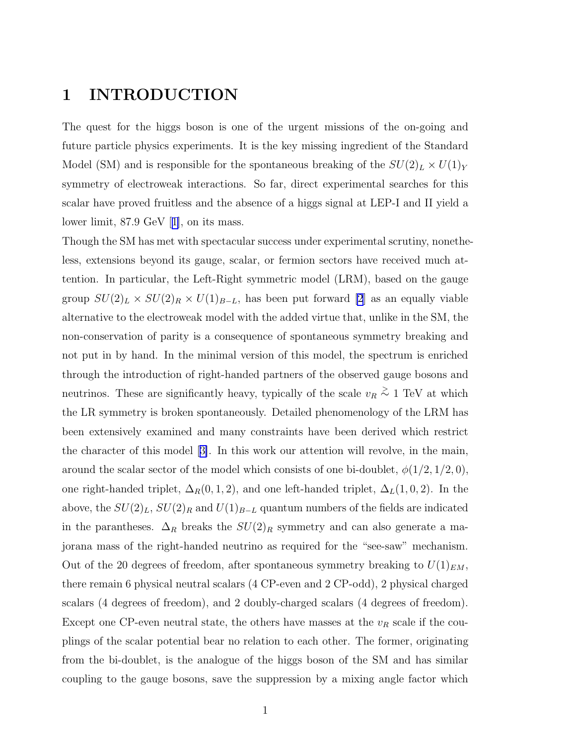# 1 INTRODUCTION

The quest for the higgs boson is one of the urgent missions of the on-going and future particle physics experiments. It is the key missing ingredient of the Standard Model (SM) and is responsible for the spontaneous breaking of the $SU(2)_L \times U(1)_Y$ symmetry of electroweak interactions. So far, direct experimental searches for this scalar have proved fruitless and the absence of a higgs signal at LEP-I and II yield a lower limit, 87.9 GeV [1], on its mass.

Though the SM has met with spectacular success under experimental scrutiny, nonetheless, extensions beyond its gauge, scalar, or fermion sectors have received much attention. In particular, the Left-Right symmetric model (LRM), based on the gauge group $SU(2)_L \times SU(2)_R \times U(1)_{B-L}$, has been put forward [2] as an equally viable alternative to the electroweak model with the added virtue that, unlike in the SM, the non-conservation of parity is a consequence of spontaneous symmetry breaking and not put in by hand. In the minimal version of this model, the spectrum is enriched through the introduction of right-handed partners of the observed gauge bosons and neutrinos. These are significantly heavy, typically of the scale $v_R \gtrsim 1$ TeV at which the LR symmetry is broken spontaneously. Detailed phenomenology of the LRM has been extensively examined and many constraints have been derived which restrict the character of this model [3]. In this work our attention will revolve, in the main, around the scalar sector of the model which consists of one bi-doublet, $\phi(1/2, 1/2, 0)$, one right-handed triplet, $\Delta_R(0, 1, 2)$, and one left-handed triplet, $\Delta_L(1, 0, 2)$. In the above, the $SU(2)_L$, $SU(2)_R$ and $U(1)_{B-L}$ quantum numbers of the fields are indicated in the parantheses. $\Delta_R$ breaks the $SU(2)_R$ symmetry and can also generate a majorana mass of the right-handed neutrino as required for the "see-saw" mechanism. Out of the 20 degrees of freedom, after spontaneous symmetry breaking to $U(1)_{EM}$, there remain 6 physical neutral scalars (4 CP-even and 2 CP-odd), 2 physical charged scalars (4 degrees of freedom), and 2 doubly-charged scalars (4 degrees of freedom). Except one CP-even neutral state, the others have masses at the $v_R$ scale if the couplings of the scalar potential bear no relation to each other. The former, originating from the bi-doublet, is the analogue of the higgs boson of the SM and has similar coupling to the gauge bosons, save the suppression by a mixing angle factor which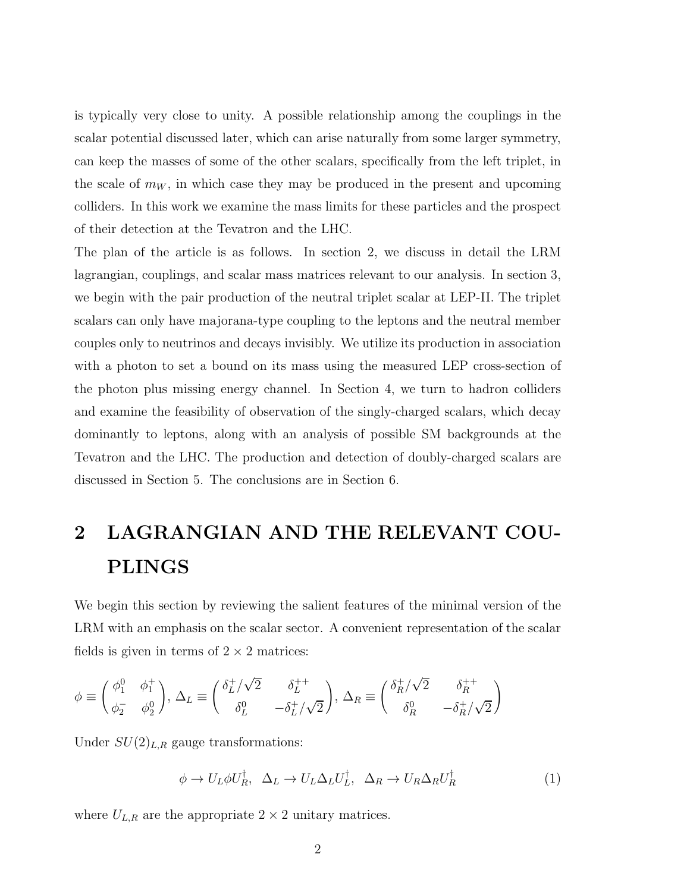is typically very close to unity. A possible relationship among the couplings in the scalar potential discussed later, which can arise naturally from some larger symmetry, can keep the masses of some of the other scalars, specifically from the left triplet, in the scale of $m_W$, in which case they may be produced in the present and upcoming colliders. In this work we examine the mass limits for these particles and the prospect of their detection at the Tevatron and the LHC.

The plan of the article is as follows. In section 2, we discuss in detail the LRM lagrangian, couplings, and scalar mass matrices relevant to our analysis. In section 3, we begin with the pair production of the neutral triplet scalar at LEP-II. The triplet scalars can only have majorana-type coupling to the leptons and the neutral member couples only to neutrinos and decays invisibly. We utilize its production in association with a photon to set a bound on its mass using the measured LEP cross-section of the photon plus missing energy channel. In Section 4, we turn to hadron colliders and examine the feasibility of observation of the singly-charged scalars, which decay dominantly to leptons, along with an analysis of possible SM backgrounds at the Tevatron and the LHC. The production and detection of doubly-charged scalars are discussed in Section 5. The conclusions are in Section 6.

# 2 LAGRANGIAN AND THE RELEVANT COUPLINGS

We begin this section by reviewing the salient features of the minimal version of the LRM with an emphasis on the scalar sector. A convenient representation of the scalar fields is given in terms of $2 \times 2$ matrices:

$$\phi \equiv \begin{pmatrix} \phi_1^0 & \phi_1^+ \\ \phi_2^- & \phi_2^0 \end{pmatrix}, \; \Delta_L \equiv \begin{pmatrix} \delta_L^+/\sqrt{2} & \delta_L^{++} \\ \delta_L^0 & -\delta_L^+/\sqrt{2} \end{pmatrix}, \; \Delta_R \equiv \begin{pmatrix} \delta_R^+/\sqrt{2} & \delta_R^{++} \\ \delta_R^0 & -\delta_R^+/\sqrt{2} \end{pmatrix}$$

Under $SU(2)_{L,R}$ gauge transformations:

$$\phi \to U_L \phi U_R^\dagger, \;\; \Delta_L \to U_L \Delta_L U_L^\dagger, \;\; \Delta_R \to U_R \Delta_R U_R^\dagger \tag{1}$$

where $U_{L,R}$ are the appropriate $2 \times 2$ unitary matrices.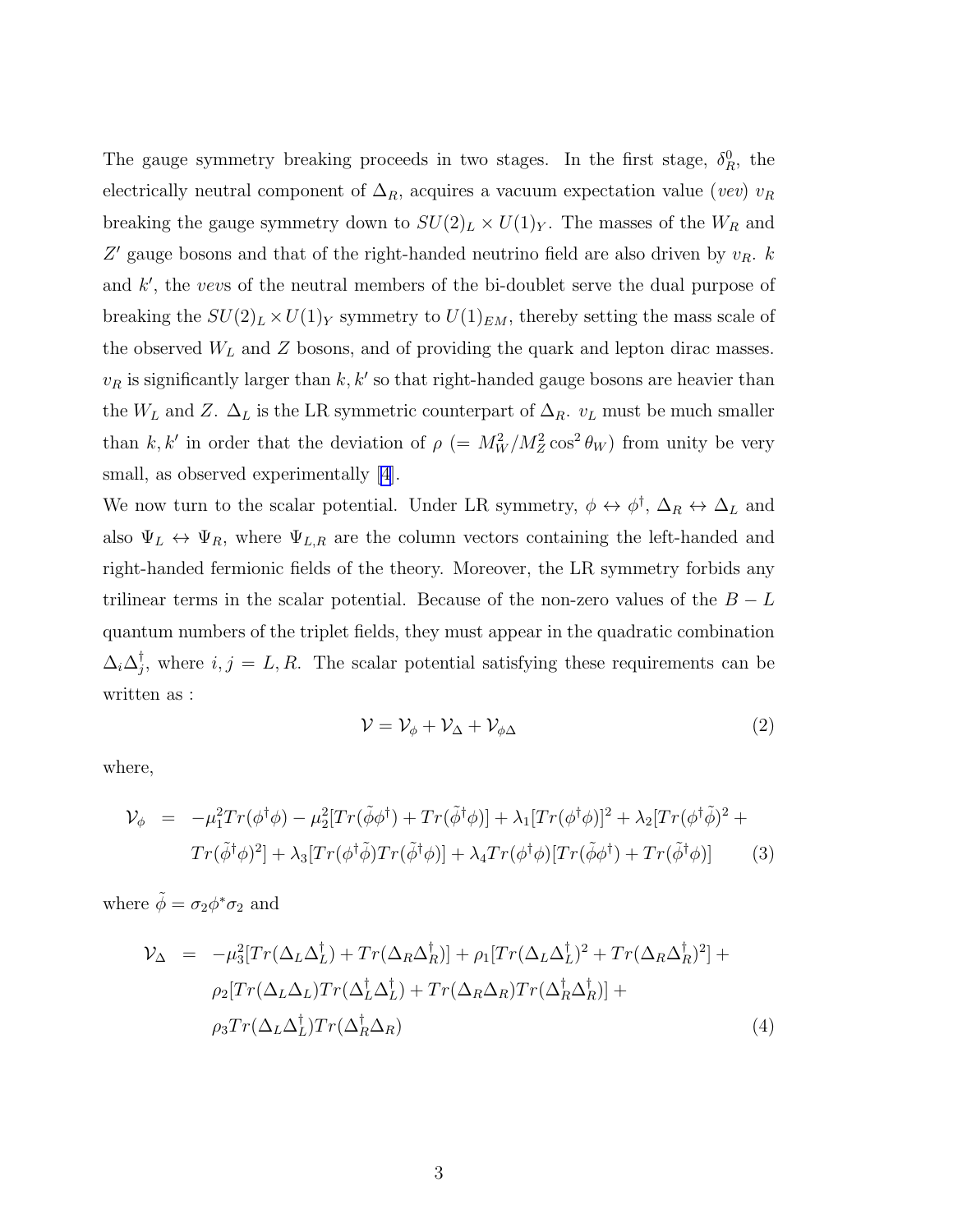The gauge symmetry breaking proceeds in two stages. In the first stage, $\delta_R^0$, the electrically neutral component of $\Delta_R$, acquires a vacuum expectation value (*vev*) $v_R$ breaking the gauge symmetry down to $SU(2)_L \times U(1)_Y$. The masses of the $W_R$ and $Z'$ gauge bosons and that of the right-handed neutrino field are also driven by $v_R$. $k$ and $k'$, the *vev*s of the neutral members of the bi-doublet serve the dual purpose of breaking the $SU(2)_L \times U(1)_Y$ symmetry to $U(1)_{EM}$, thereby setting the mass scale of the observed $W_L$ and $Z$ bosons, and of providing the quark and lepton dirac masses. $v_R$ is significantly larger than $k, k'$ so that right-handed gauge bosons are heavier than the $W_L$ and $Z$. $\Delta_L$ is the LR symmetric counterpart of $\Delta_R$. $v_L$ must be much smaller than $k, k'$ in order that the deviation of $\rho$ ($= M_W^2/M_Z^2 \cos^2\theta_W$) from unity be very small, as observed experimentally [4].

We now turn to the scalar potential. Under LR symmetry, $\phi \leftrightarrow \phi^\dagger$, $\Delta_R \leftrightarrow \Delta_L$ and also $\Psi_L \leftrightarrow \Psi_R$, where $\Psi_{L,R}$ are the column vectors containing the left-handed and right-handed fermionic fields of the theory. Moreover, the LR symmetry forbids any trilinear terms in the scalar potential. Because of the non-zero values of the $B-L$ quantum numbers of the triplet fields, they must appear in the quadratic combination $\Delta_i \Delta_j^\dagger$, where $i, j = L, R$. The scalar potential satisfying these requirements can be written as :

$$\mathcal{V} = \mathcal{V}_\phi + \mathcal{V}_\Delta + \mathcal{V}_{\phi\Delta} \tag{2}$$

where,

$$\begin{aligned}
\mathcal{V}_\phi \;=\; & -\mu_1^2 Tr(\phi^\dagger\phi) - \mu_2^2[Tr(\tilde{\phi}\phi^\dagger) + Tr(\tilde{\phi}^\dagger\phi)] + \lambda_1[Tr(\phi^\dagger\phi)]^2 + \lambda_2[Tr(\phi^\dagger\tilde{\phi})^2 + \\
& Tr(\tilde{\phi}^\dagger\phi)^2] + \lambda_3[Tr(\phi^\dagger\tilde{\phi})Tr(\tilde{\phi}^\dagger\phi)] + \lambda_4 Tr(\phi^\dagger\phi)[Tr(\tilde{\phi}\phi^\dagger) + Tr(\tilde{\phi}^\dagger\phi)]
\end{aligned} \tag{3}$$

where $\tilde{\phi} = \sigma_2\phi^*\sigma_2$ and

$$\begin{aligned}
\mathcal{V}_\Delta \;=\; & -\mu_3^2[Tr(\Delta_L\Delta_L^\dagger) + Tr(\Delta_R\Delta_R^\dagger)] + \rho_1[Tr(\Delta_L\Delta_L^\dagger)^2 + Tr(\Delta_R\Delta_R^\dagger)^2] + \\
& \rho_2[Tr(\Delta_L\Delta_L)Tr(\Delta_L^\dagger\Delta_L^\dagger) + Tr(\Delta_R\Delta_R)Tr(\Delta_R^\dagger\Delta_R^\dagger)] + \\
& \rho_3 Tr(\Delta_L\Delta_L^\dagger)Tr(\Delta_R^\dagger\Delta_R)
\end{aligned} \tag{4}$$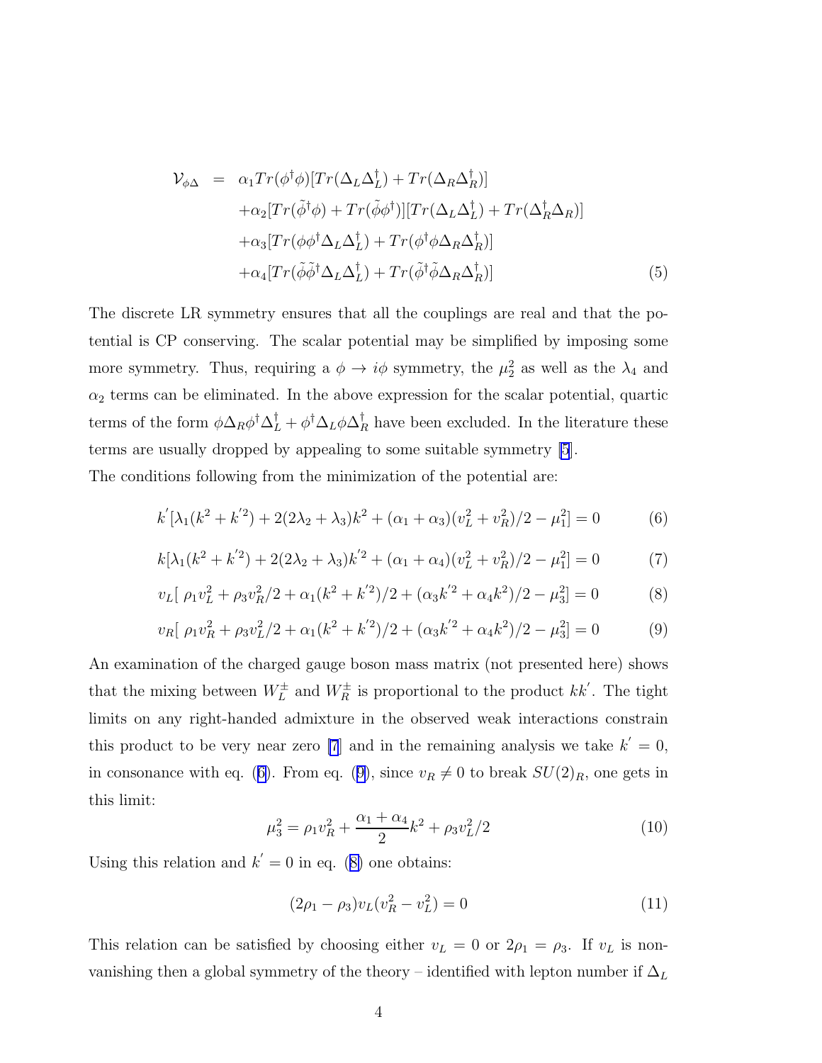$$
\begin{aligned}
\mathcal{V}_{\phi\Delta} \;=\;& \alpha_1 Tr(\phi^\dagger\phi)[Tr(\Delta_L\Delta_L^\dagger) + Tr(\Delta_R\Delta_R^\dagger)] \\
&+\alpha_2[Tr(\tilde{\phi}^\dagger\phi) + Tr(\tilde{\phi}\phi^\dagger)][Tr(\Delta_L\Delta_L^\dagger) + Tr(\Delta_R^\dagger\Delta_R)] \\
&+\alpha_3[Tr(\phi\phi^\dagger\Delta_L\Delta_L^\dagger) + Tr(\phi^\dagger\phi\Delta_R\Delta_R^\dagger)] \\
&+\alpha_4[Tr(\tilde{\phi}\tilde{\phi}^\dagger\Delta_L\Delta_L^\dagger) + Tr(\tilde{\phi}^\dagger\tilde{\phi}\Delta_R\Delta_R^\dagger)]
\end{aligned} \tag{5}
$$

The discrete LR symmetry ensures that all the couplings are real and that the potential is CP conserving. The scalar potential may be simplified by imposing some more symmetry. Thus, requiring a $\phi \to i\phi$ symmetry, the $\mu_2^2$ as well as the $\lambda_4$ and $\alpha_2$ terms can be eliminated. In the above expression for the scalar potential, quartic terms of the form $\phi\Delta_R\phi^\dagger\Delta_L^\dagger + \phi^\dagger\Delta_L\phi\Delta_R^\dagger$ have been excluded. In the literature these terms are usually dropped by appealing to some suitable symmetry [5].

The conditions following from the minimization of the potential are:

$$
k'[\lambda_1(k^2+k'^2) + 2(2\lambda_2+\lambda_3)k^2 + (\alpha_1+\alpha_3)(v_L^2+v_R^2)/2 - \mu_1^2] = 0 \tag{6}
$$

$$
k[\lambda_1(k^2+k'^2) + 2(2\lambda_2+\lambda_3)k'^2 + (\alpha_1+\alpha_4)(v_L^2+v_R^2)/2 - \mu_1^2] = 0 \tag{7}
$$

$$
v_L[\;\rho_1 v_L^2 + \rho_3 v_R^2/2 + \alpha_1(k^2+k'^2)/2 + (\alpha_3 k'^2 + \alpha_4 k^2)/2 - \mu_3^2] = 0 \tag{8}
$$

$$
v_R[\;\rho_1 v_R^2 + \rho_3 v_L^2/2 + \alpha_1(k^2+k'^2)/2 + (\alpha_3 k'^2 + \alpha_4 k^2)/2 - \mu_3^2] = 0 \tag{9}
$$

An examination of the charged gauge boson mass matrix (not presented here) shows that the mixing between $W_L^\pm$ and $W_R^\pm$ is proportional to the product $kk'$. The tight limits on any right-handed admixture in the observed weak interactions constrain this product to be very near zero [7] and in the remaining analysis we take $k' = 0$, in consonance with eq. (6). From eq. (9), since $v_R \neq 0$ to break $SU(2)_R$, one gets in this limit:

$$
\mu_3^2 = \rho_1 v_R^2 + \frac{\alpha_1+\alpha_4}{2}k^2 + \rho_3 v_L^2/2 \tag{10}
$$

Using this relation and $k' = 0$ in eq. (8) one obtains:

$$
(2\rho_1 - \rho_3)v_L(v_R^2 - v_L^2) = 0 \tag{11}
$$

This relation can be satisfied by choosing either $v_L = 0$ or $2\rho_1 = \rho_3$. If $v_L$ is non-vanishing then a global symmetry of the theory – identified with lepton number if $\Delta_L$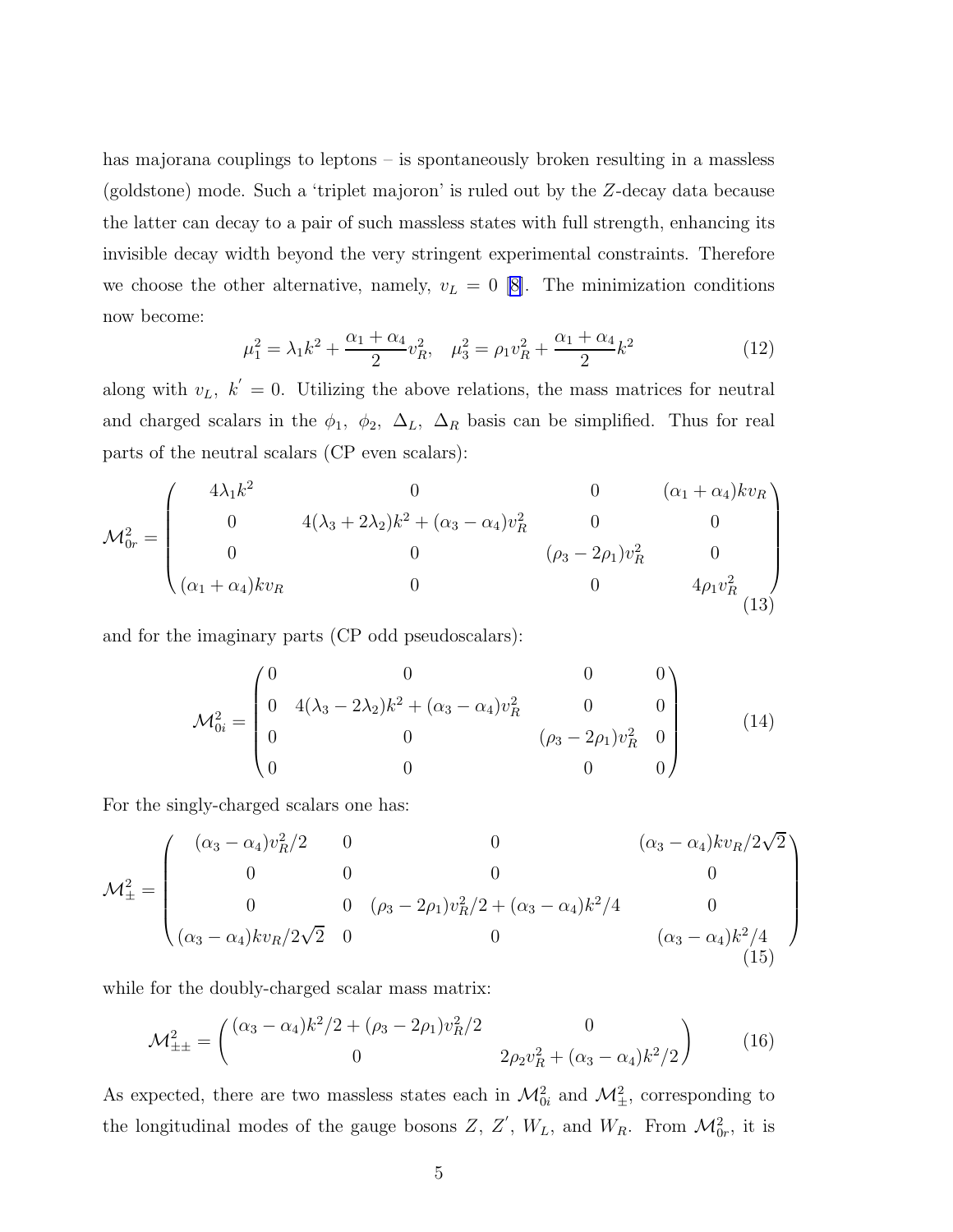has majorana couplings to leptons – is spontaneously broken resulting in a massless (goldstone) mode. Such a 'triplet majoron' is ruled out by the $Z$-decay data because the latter can decay to a pair of such massless states with full strength, enhancing its invisible decay width beyond the very stringent experimental constraints. Therefore we choose the other alternative, namely, $v_L = 0$ [8]. The minimization conditions now become:

$$\mu_1^2 = \lambda_1 k^2 + \frac{\alpha_1 + \alpha_4}{2} v_R^2, \quad \mu_3^2 = \rho_1 v_R^2 + \frac{\alpha_1 + \alpha_4}{2} k^2 \tag{12}$$

along with $v_L,\ k^{'} = 0$. Utilizing the above relations, the mass matrices for neutral and charged scalars in the $\phi_1,\ \phi_2,\ \Delta_L,\ \Delta_R$ basis can be simplified. Thus for real parts of the neutral scalars (CP even scalars):

$$\mathcal{M}_{0r}^2 = \begin{pmatrix} 4\lambda_1 k^2 & 0 & 0 & (\alpha_1+\alpha_4) k v_R \\ 0 & 4(\lambda_3 + 2\lambda_2)k^2 + (\alpha_3 - \alpha_4)v_R^2 & 0 & 0 \\ 0 & 0 & (\rho_3 - 2\rho_1)v_R^2 & 0 \\ (\alpha_1+\alpha_4) k v_R & 0 & 0 & 4\rho_1 v_R^2 \end{pmatrix} \tag{13}$$

and for the imaginary parts (CP odd pseudoscalars):

$$\mathcal{M}_{0i}^2 = \begin{pmatrix} 0 & 0 & 0 & 0 \\ 0 & 4(\lambda_3 - 2\lambda_2)k^2 + (\alpha_3 - \alpha_4)v_R^2 & 0 & 0 \\ 0 & 0 & (\rho_3 - 2\rho_1)v_R^2 & 0 \\ 0 & 0 & 0 & 0 \end{pmatrix} \tag{14}$$

For the singly-charged scalars one has:

$$\mathcal{M}_{\pm}^2 = \begin{pmatrix} (\alpha_3-\alpha_4)v_R^2/2 & 0 & 0 & (\alpha_3-\alpha_4)k v_R/2\sqrt{2} \\ 0 & 0 & 0 & 0 \\ 0 & 0 & (\rho_3 - 2\rho_1)v_R^2/2 + (\alpha_3-\alpha_4)k^2/4 & 0 \\ (\alpha_3-\alpha_4)k v_R/2\sqrt{2} & 0 & 0 & (\alpha_3-\alpha_4)k^2/4 \end{pmatrix} \tag{15}$$

while for the doubly-charged scalar mass matrix:

$$\mathcal{M}_{\pm\pm}^2 = \begin{pmatrix} (\alpha_3-\alpha_4)k^2/2 + (\rho_3 - 2\rho_1)v_R^2/2 & 0 \\ 0 & 2\rho_2 v_R^2 + (\alpha_3-\alpha_4)k^2/2 \end{pmatrix} \tag{16}$$

As expected, there are two massless states each in $\mathcal{M}_{0i}^2$ and $\mathcal{M}_{\pm}^2$, corresponding to the longitudinal modes of the gauge bosons $Z$, $Z^{'}$, $W_L$, and $W_R$. From $\mathcal{M}_{0r}^2$, it is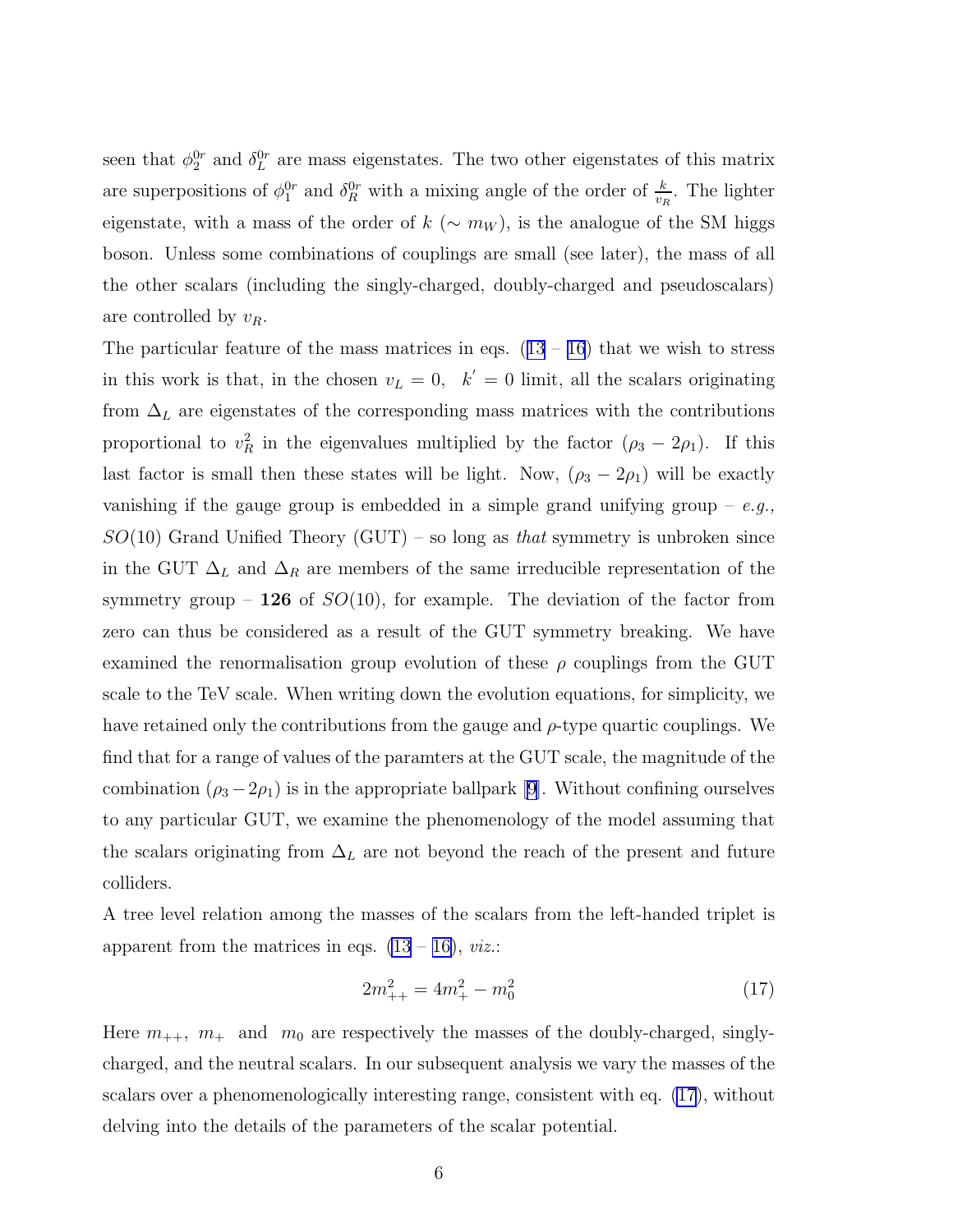seen that $\phi_2^{0r}$ and $\delta_L^{0r}$ are mass eigenstates. The two other eigenstates of this matrix are superpositions of $\phi_1^{0r}$ and $\delta_R^{0r}$ with a mixing angle of the order of $\frac{k}{v_R}$. The lighter eigenstate, with a mass of the order of $k$ ($\sim m_W$), is the analogue of the SM higgs boson. Unless some combinations of couplings are small (see later), the mass of all the other scalars (including the singly-charged, doubly-charged and pseudoscalars) are controlled by $v_R$.

The particular feature of the mass matrices in eqs. (13 – 16) that we wish to stress in this work is that, in the chosen $v_L = 0, \;\; k' = 0$ limit, all the scalars originating from $\Delta_L$ are eigenstates of the corresponding mass matrices with the contributions proportional to $v_R^2$ in the eigenvalues multiplied by the factor $(\rho_3 - 2\rho_1)$. If this last factor is small then these states will be light. Now, $(\rho_3 - 2\rho_1)$ will be exactly vanishing if the gauge group is embedded in a simple grand unifying group – *e.g.,* $SO(10)$ Grand Unified Theory (GUT) – so long as *that* symmetry is unbroken since in the GUT $\Delta_L$ and $\Delta_R$ are members of the same irreducible representation of the symmetry group – **126** of $SO(10)$, for example. The deviation of the factor from zero can thus be considered as a result of the GUT symmetry breaking. We have examined the renormalisation group evolution of these $\rho$ couplings from the GUT scale to the TeV scale. When writing down the evolution equations, for simplicity, we have retained only the contributions from the gauge and $\rho$-type quartic couplings. We find that for a range of values of the paramters at the GUT scale, the magnitude of the combination $(\rho_3 - 2\rho_1)$ is in the appropriate ballpark [9]. Without confining ourselves to any particular GUT, we examine the phenomenology of the model assuming that the scalars originating from $\Delta_L$ are not beyond the reach of the present and future colliders.

A tree level relation among the masses of the scalars from the left-handed triplet is apparent from the matrices in eqs. (13 – 16), *viz.*:

$$2m_{++}^2 = 4m_+^2 - m_0^2 \tag{17}$$

Here $m_{++}$, $m_+$ and $m_0$ are respectively the masses of the doubly-charged, singly-charged, and the neutral scalars. In our subsequent analysis we vary the masses of the scalars over a phenomenologically interesting range, consistent with eq. (17), without delving into the details of the parameters of the scalar potential.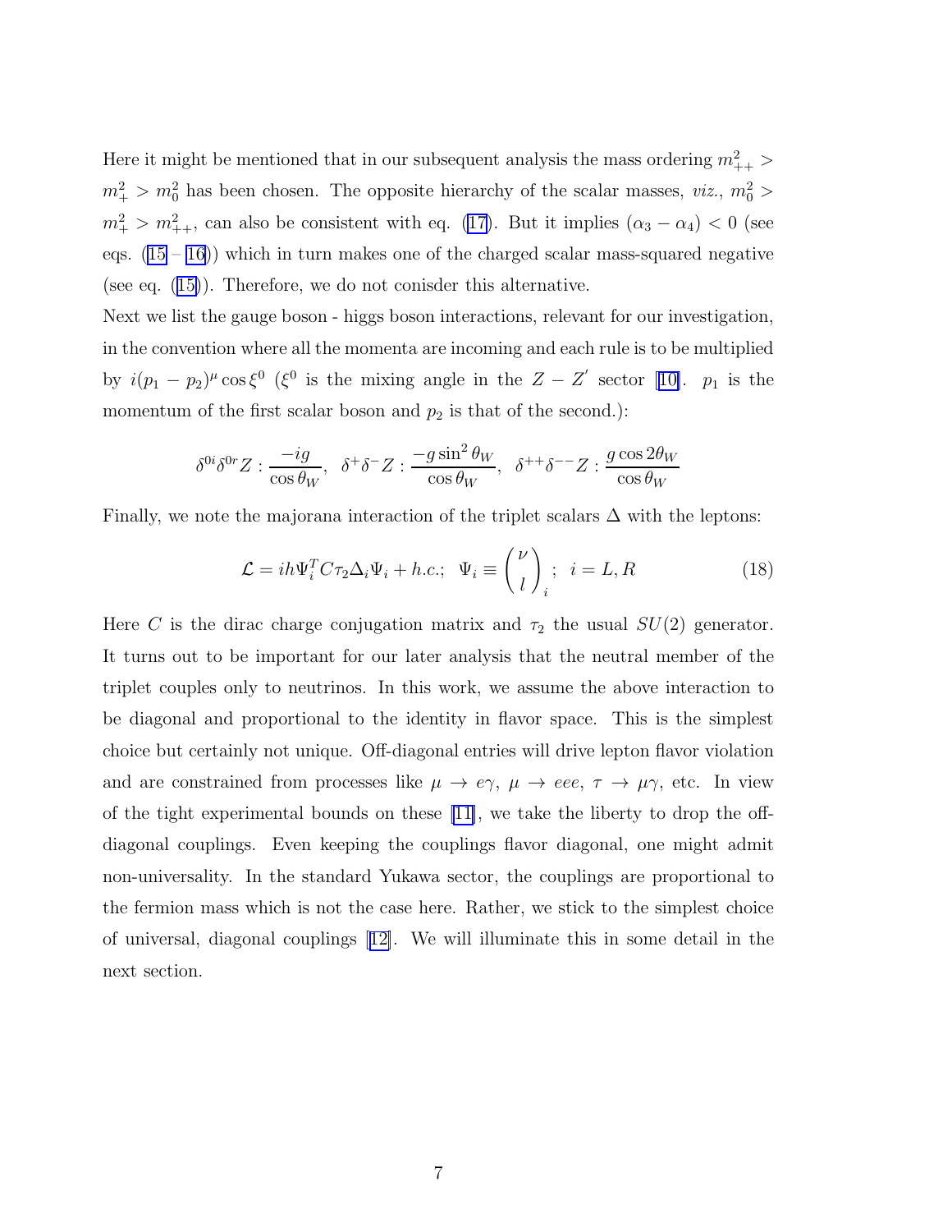Here it might be mentioned that in our subsequent analysis the mass ordering $m_{++}^2 > m_+^2 > m_0^2$ has been chosen. The opposite hierarchy of the scalar masses, *viz.*, $m_0^2 > m_+^2 > m_{++}^2$, can also be consistent with eq. (17). But it implies $(\alpha_3 - \alpha_4) < 0$ (see eqs. (15 – 16)) which in turn makes one of the charged scalar mass-squared negative (see eq. (15)). Therefore, we do not conisder this alternative.

Next we list the gauge boson - higgs boson interactions, relevant for our investigation, in the convention where all the momenta are incoming and each rule is to be multiplied by $i(p_1 - p_2)^\mu \cos\xi^0$ ($\xi^0$ is the mixing angle in the $Z - Z'$ sector [10]. $p_1$ is the momentum of the first scalar boson and $p_2$ is that of the second.):

$$\delta^{0i}\delta^{0r}Z : \frac{-ig}{\cos\theta_W}, \quad \delta^+\delta^-Z : \frac{-g\sin^2\theta_W}{\cos\theta_W}, \quad \delta^{++}\delta^{--}Z : \frac{g\cos 2\theta_W}{\cos\theta_W}$$

Finally, we note the majorana interaction of the triplet scalars $\Delta$ with the leptons:

$$\mathcal{L} = ih\Psi_i^T C\tau_2\Delta_i\Psi_i + h.c.; \quad \Psi_i \equiv \begin{pmatrix} \nu \\ l \end{pmatrix}_i; \quad i = L, R \tag{18}$$

Here $C$ is the dirac charge conjugation matrix and $\tau_2$ the usual $SU(2)$ generator. It turns out to be important for our later analysis that the neutral member of the triplet couples only to neutrinos. In this work, we assume the above interaction to be diagonal and proportional to the identity in flavor space. This is the simplest choice but certainly not unique. Off-diagonal entries will drive lepton flavor violation and are constrained from processes like $\mu \to e\gamma$, $\mu \to eee$, $\tau \to \mu\gamma$, etc. In view of the tight experimental bounds on these [11], we take the liberty to drop the off-diagonal couplings. Even keeping the couplings flavor diagonal, one might admit non-universality. In the standard Yukawa sector, the couplings are proportional to the fermion mass which is not the case here. Rather, we stick to the simplest choice of universal, diagonal couplings [12]. We will illuminate this in some detail in the next section.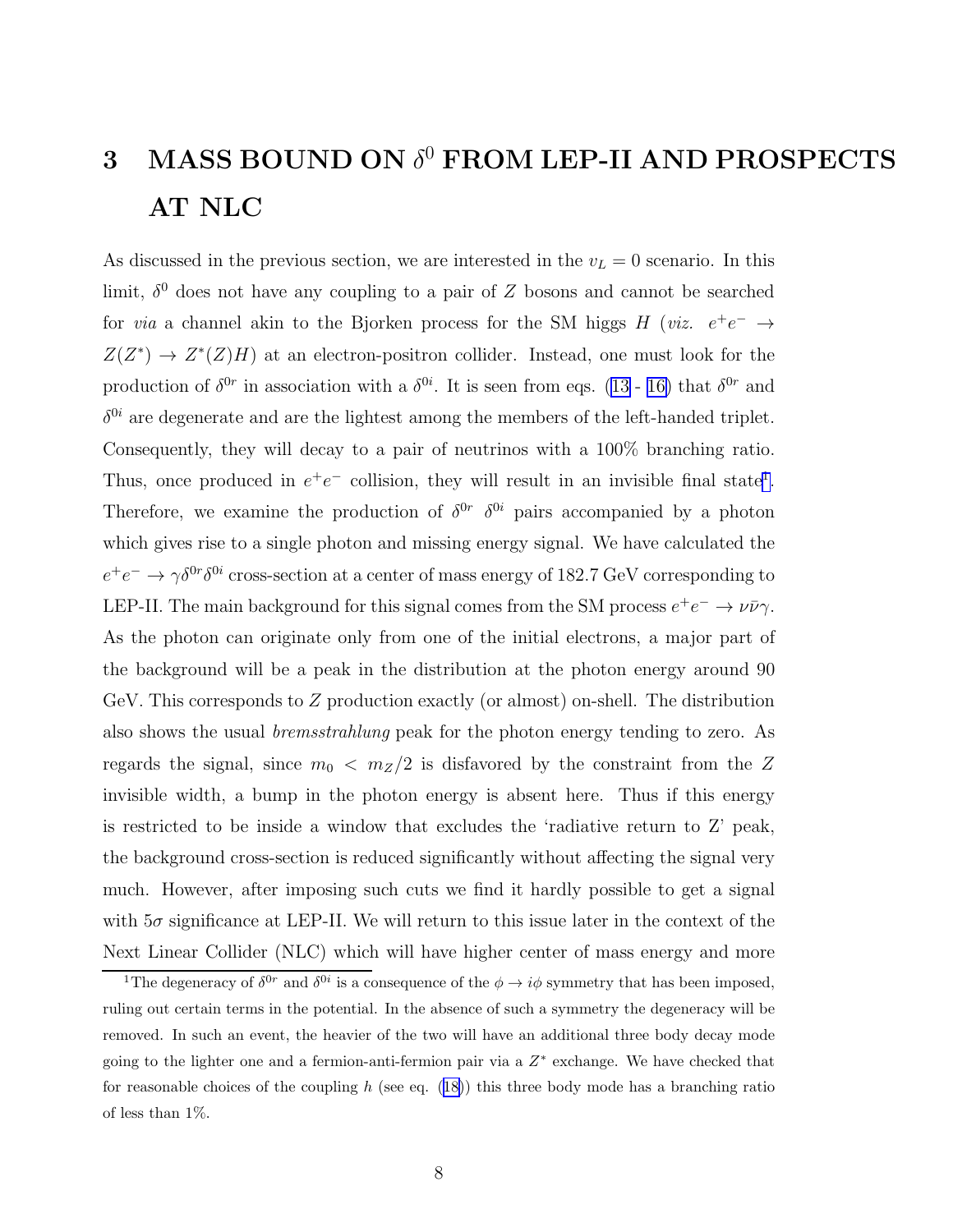# 3 MASS BOUND ON $\delta^0$ FROM LEP-II AND PROSPECTS AT NLC

As discussed in the previous section, we are interested in the $v_L = 0$ scenario. In this limit, $\delta^0$ does not have any coupling to a pair of $Z$ bosons and cannot be searched for *via* a channel akin to the Bjorken process for the SM higgs $H$ (*viz.* $e^+e^- \rightarrow Z(Z^*) \rightarrow Z^*(Z)H$) at an electron-positron collider. Instead, one must look for the production of $\delta^{0r}$ in association with a $\delta^{0i}$. It is seen from eqs. (13 - 16) that $\delta^{0r}$ and $\delta^{0i}$ are degenerate and are the lightest among the members of the left-handed triplet. Consequently, they will decay to a pair of neutrinos with a 100% branching ratio. Thus, once produced in $e^+e^-$ collision, they will result in an invisible final state[1]. Therefore, we examine the production of $\delta^{0r}$ $\delta^{0i}$ pairs accompanied by a photon which gives rise to a single photon and missing energy signal. We have calculated the $e^+e^- \rightarrow \gamma\delta^{0r}\delta^{0i}$ cross-section at a center of mass energy of 182.7 GeV corresponding to LEP-II. The main background for this signal comes from the SM process $e^+e^- \rightarrow \nu\bar{\nu}\gamma$. As the photon can originate only from one of the initial electrons, a major part of the background will be a peak in the distribution at the photon energy around 90 GeV. This corresponds to $Z$ production exactly (or almost) on-shell. The distribution also shows the usual *bremsstrahlung* peak for the photon energy tending to zero. As regards the signal, since $m_0 < m_Z/2$ is disfavored by the constraint from the $Z$ invisible width, a bump in the photon energy is absent here. Thus if this energy is restricted to be inside a window that excludes the 'radiative return to Z' peak, the background cross-section is reduced significantly without affecting the signal very much. However, after imposing such cuts we find it hardly possible to get a signal with $5\sigma$ significance at LEP-II. We will return to this issue later in the context of the Next Linear Collider (NLC) which will have higher center of mass energy and more

[1] The degeneracy of $\delta^{0r}$ and $\delta^{0i}$ is a consequence of the $\phi \rightarrow i\phi$ symmetry that has been imposed, ruling out certain terms in the potential. In the absence of such a symmetry the degeneracy will be removed. In such an event, the heavier of the two will have an additional three body decay mode going to the lighter one and a fermion-anti-fermion pair via a $Z^*$ exchange. We have checked that for reasonable choices of the coupling $h$ (see eq. (18)) this three body mode has a branching ratio of less than 1%.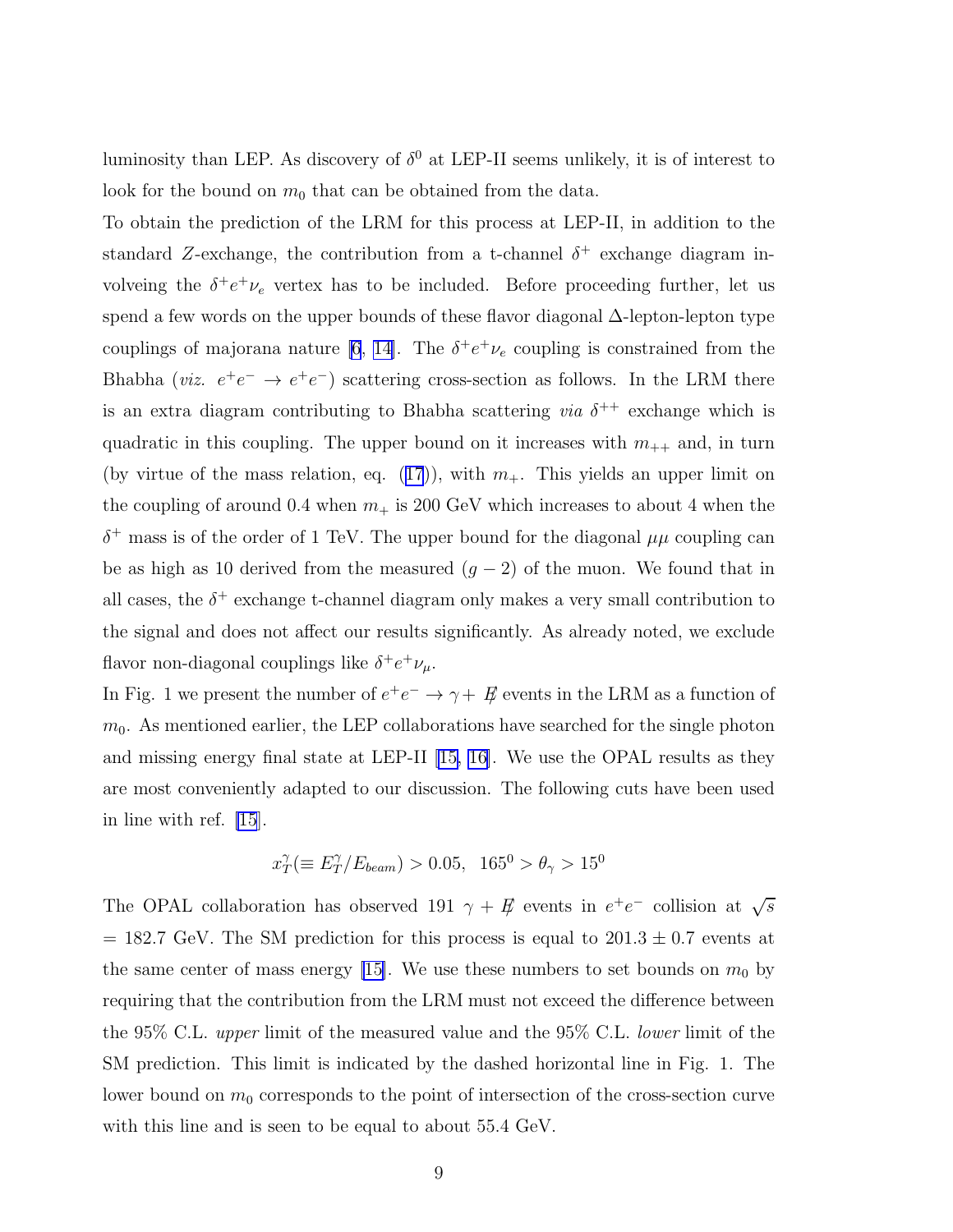luminosity than LEP. As discovery of $\delta^0$ at LEP-II seems unlikely, it is of interest to look for the bound on $m_0$ that can be obtained from the data.

To obtain the prediction of the LRM for this process at LEP-II, in addition to the standard $Z$-exchange, the contribution from a t-channel $\delta^+$ exchange diagram involveing the $\delta^+ e^+ \nu_e$ vertex has to be included. Before proceeding further, let us spend a few words on the upper bounds of these flavor diagonal $\Delta$-lepton-lepton type couplings of majorana nature [6, 14]. The $\delta^+ e^+ \nu_e$ coupling is constrained from the Bhabha (*viz.* $e^+e^- \to e^+e^-$) scattering cross-section as follows. In the LRM there is an extra diagram contributing to Bhabha scattering *via* $\delta^{++}$ exchange which is quadratic in this coupling. The upper bound on it increases with $m_{++}$ and, in turn (by virtue of the mass relation, eq. (17)), with $m_+$. This yields an upper limit on the coupling of around 0.4 when $m_+$ is 200 GeV which increases to about 4 when the $\delta^+$ mass is of the order of 1 TeV. The upper bound for the diagonal $\mu\mu$ coupling can be as high as 10 derived from the measured $(g-2)$ of the muon. We found that in all cases, the $\delta^+$ exchange t-channel diagram only makes a very small contribution to the signal and does not affect our results significantly. As already noted, we exclude flavor non-diagonal couplings like $\delta^+ e^+ \nu_\mu$.

In Fig. 1 we present the number of $e^+e^- \to \gamma + \not{E}$ events in the LRM as a function of $m_0$. As mentioned earlier, the LEP collaborations have searched for the single photon and missing energy final state at LEP-II [15, 16]. We use the OPAL results as they are most conveniently adapted to our discussion. The following cuts have been used in line with ref. [15].

$$x_T^\gamma (\equiv E_T^\gamma / E_{beam}) > 0.05, \;\; 165^0 > \theta_\gamma > 15^0$$

The OPAL collaboration has observed 191 $\gamma + \not{E}$ events in $e^+e^-$ collision at $\sqrt{s}$ = 182.7 GeV. The SM prediction for this process is equal to $201.3 \pm 0.7$ events at the same center of mass energy [15]. We use these numbers to set bounds on $m_0$ by requiring that the contribution from the LRM must not exceed the difference between the 95% C.L. *upper* limit of the measured value and the 95% C.L. *lower* limit of the SM prediction. This limit is indicated by the dashed horizontal line in Fig. 1. The lower bound on $m_0$ corresponds to the point of intersection of the cross-section curve with this line and is seen to be equal to about 55.4 GeV.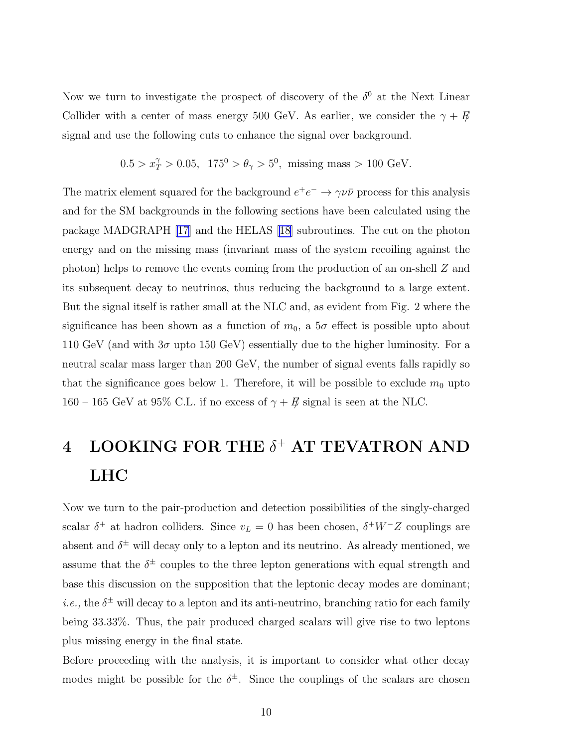Now we turn to investigate the prospect of discovery of the $\delta^0$ at the Next Linear Collider with a center of mass energy 500 GeV. As earlier, we consider the $\gamma + \not{E}$ signal and use the following cuts to enhance the signal over background.

$$0.5 > x_T^\gamma > 0.05, \;\; 175^0 > \theta_\gamma > 5^0, \text{ missing mass} > 100 \text{ GeV}.$$

The matrix element squared for the background $e^+e^- \to \gamma\nu\bar{\nu}$ process for this analysis and for the SM backgrounds in the following sections have been calculated using the package MADGRAPH [17] and the HELAS [18] subroutines. The cut on the photon energy and on the missing mass (invariant mass of the system recoiling against the photon) helps to remove the events coming from the production of an on-shell $Z$ and its subsequent decay to neutrinos, thus reducing the background to a large extent. But the signal itself is rather small at the NLC and, as evident from Fig. 2 where the significance has been shown as a function of $m_0$, a $5\sigma$ effect is possible upto about 110 GeV (and with $3\sigma$ upto 150 GeV) essentially due to the higher luminosity. For a neutral scalar mass larger than 200 GeV, the number of signal events falls rapidly so that the significance goes below 1. Therefore, it will be possible to exclude $m_0$ upto 160 – 165 GeV at 95% C.L. if no excess of $\gamma + \not{E}$ signal is seen at the NLC.

# 4 LOOKING FOR THE $\delta^+$ AT TEVATRON AND LHC

Now we turn to the pair-production and detection possibilities of the singly-charged scalar $\delta^+$ at hadron colliders. Since $v_L = 0$ has been chosen, $\delta^+ W^- Z$ couplings are absent and $\delta^\pm$ will decay only to a lepton and its neutrino. As already mentioned, we assume that the $\delta^\pm$ couples to the three lepton generations with equal strength and base this discussion on the supposition that the leptonic decay modes are dominant; *i.e.,* the $\delta^\pm$ will decay to a lepton and its anti-neutrino, branching ratio for each family being 33.33%. Thus, the pair produced charged scalars will give rise to two leptons plus missing energy in the final state.

Before proceeding with the analysis, it is important to consider what other decay modes might be possible for the $\delta^\pm$. Since the couplings of the scalars are chosen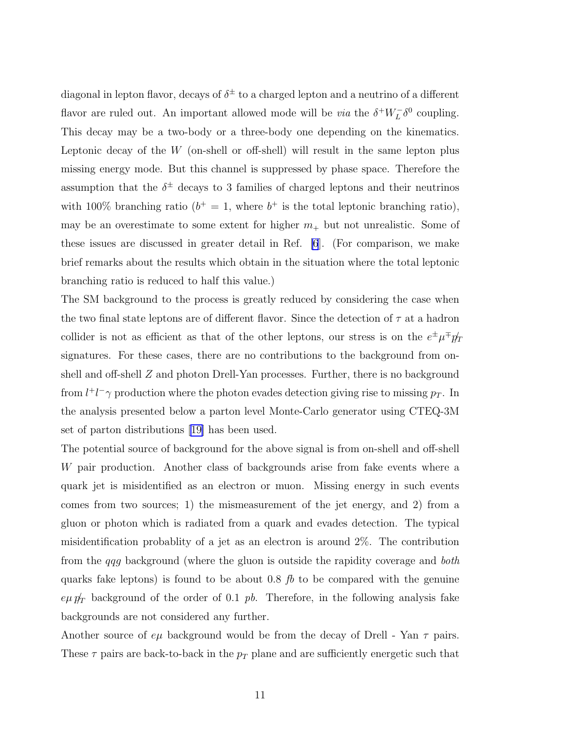diagonal in lepton flavor, decays of $\delta^{\pm}$ to a charged lepton and a neutrino of a different flavor are ruled out. An important allowed mode will be *via* the $\delta^{+}W_L^{-}\delta^{0}$ coupling. This decay may be a two-body or a three-body one depending on the kinematics. Leptonic decay of the $W$ (on-shell or off-shell) will result in the same lepton plus missing energy mode. But this channel is suppressed by phase space. Therefore the assumption that the $\delta^{\pm}$ decays to 3 families of charged leptons and their neutrinos with 100% branching ratio ($b^{+} = 1$, where $b^{+}$ is the total leptonic branching ratio), may be an overestimate to some extent for higher $m_{+}$ but not unrealistic. Some of these issues are discussed in greater detail in Ref. [6]. (For comparison, we make brief remarks about the results which obtain in the situation where the total leptonic branching ratio is reduced to half this value.)

The SM background to the process is greatly reduced by considering the case when the two final state leptons are of different flavor. Since the detection of $\tau$ at a hadron collider is not as efficient as that of the other leptons, our stress is on the $e^{\pm}\mu^{\mp}\not{p}_T$ signatures. For these cases, there are no contributions to the background from on-shell and off-shell $Z$ and photon Drell-Yan processes. Further, there is no background from $l^{+}l^{-}\gamma$ production where the photon evades detection giving rise to missing $p_T$. In the analysis presented below a parton level Monte-Carlo generator using CTEQ-3M set of parton distributions [19] has been used.

The potential source of background for the above signal is from on-shell and off-shell $W$ pair production. Another class of backgrounds arise from fake events where a quark jet is misidentified as an electron or muon. Missing energy in such events comes from two sources; 1) the mismeasurement of the jet energy, and 2) from a gluon or photon which is radiated from a quark and evades detection. The typical misidentification probablity of a jet as an electron is around 2%. The contribution from the $qqg$ background (where the gluon is outside the rapidity coverage and *both* quarks fake leptons) is found to be about 0.8 *fb* to be compared with the genuine $e\mu\not{p}_T$ background of the order of 0.1 *pb*. Therefore, in the following analysis fake backgrounds are not considered any further.

Another source of $e\mu$ background would be from the decay of Drell - Yan $\tau$ pairs. These $\tau$ pairs are back-to-back in the $p_T$ plane and are sufficiently energetic such that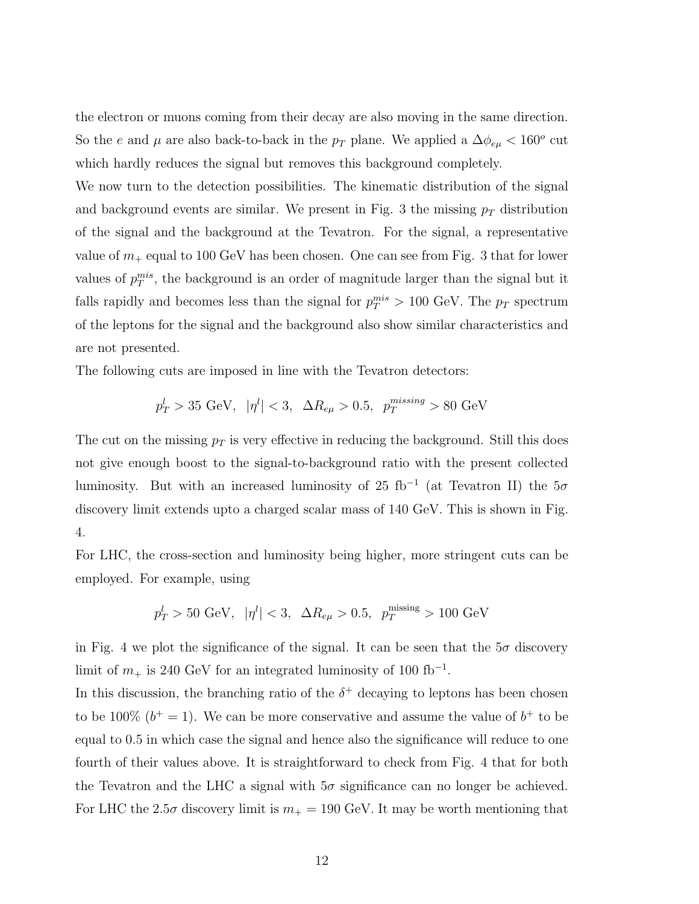the electron or muons coming from their decay are also moving in the same direction. So the $e$ and $\mu$ are also back-to-back in the $p_T$ plane. We applied a $\Delta\phi_{e\mu} < 160^o$ cut which hardly reduces the signal but removes this background completely.

We now turn to the detection possibilities. The kinematic distribution of the signal and background events are similar. We present in Fig. 3 the missing $p_T$ distribution of the signal and the background at the Tevatron. For the signal, a representative value of $m_+$ equal to 100 GeV has been chosen. One can see from Fig. 3 that for lower values of $p_T^{mis}$, the background is an order of magnitude larger than the signal but it falls rapidly and becomes less than the signal for $p_T^{mis} > 100$ GeV. The $p_T$ spectrum of the leptons for the signal and the background also show similar characteristics and are not presented.

The following cuts are imposed in line with the Tevatron detectors:

$$p_T^l > 35 \text{ GeV}, \ \ |\eta^l| < 3, \ \ \Delta R_{e\mu} > 0.5, \ \ p_T^{missing} > 80 \text{ GeV}$$

The cut on the missing $p_T$ is very effective in reducing the background. Still this does not give enough boost to the signal-to-background ratio with the present collected luminosity. But with an increased luminosity of 25 fb$^{-1}$ (at Tevatron II) the $5\sigma$ discovery limit extends upto a charged scalar mass of 140 GeV. This is shown in Fig. 4.

For LHC, the cross-section and luminosity being higher, more stringent cuts can be employed. For example, using

$$p_T^l > 50 \text{ GeV}, \ \ |\eta^l| < 3, \ \ \Delta R_{e\mu} > 0.5, \ \ p_T^{\text{missing}} > 100 \text{ GeV}$$

in Fig. 4 we plot the significance of the signal. It can be seen that the $5\sigma$ discovery limit of $m_+$ is 240 GeV for an integrated luminosity of 100 fb$^{-1}$.

In this discussion, the branching ratio of the $\delta^+$ decaying to leptons has been chosen to be 100% ($b^+ = 1$). We can be more conservative and assume the value of $b^+$ to be equal to 0.5 in which case the signal and hence also the significance will reduce to one fourth of their values above. It is straightforward to check from Fig. 4 that for both the Tevatron and the LHC a signal with $5\sigma$ significance can no longer be achieved. For LHC the $2.5\sigma$ discovery limit is $m_+ = 190$ GeV. It may be worth mentioning that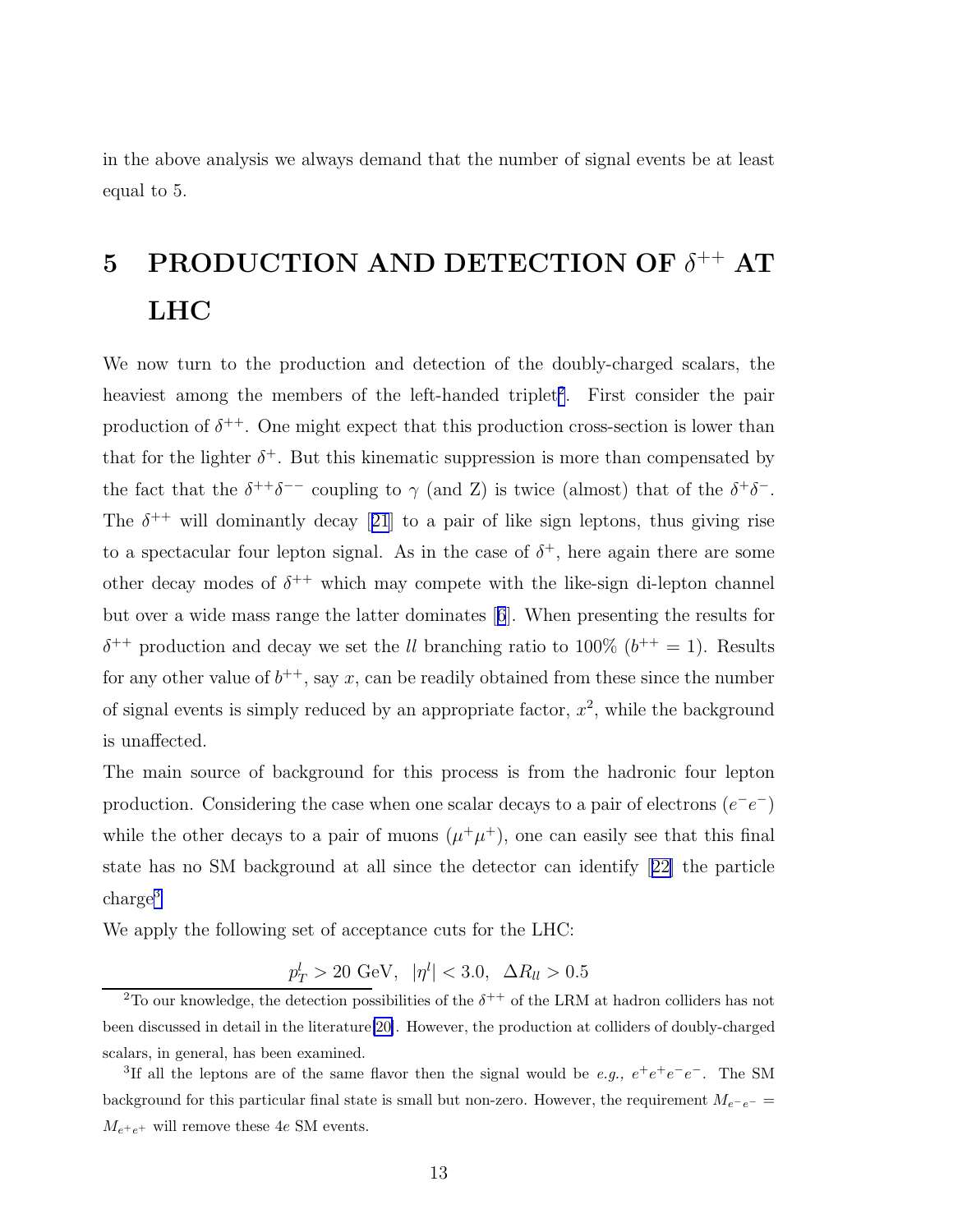in the above analysis we always demand that the number of signal events be at least equal to 5.

# 5 PRODUCTION AND DETECTION OF $\delta^{++}$ AT LHC

We now turn to the production and detection of the doubly-charged scalars, the heaviest among the members of the left-handed triplet[2]. First consider the pair production of $\delta^{++}$. One might expect that this production cross-section is lower than that for the lighter $\delta^{+}$. But this kinematic suppression is more than compensated by the fact that the $\delta^{++}\delta^{--}$ coupling to $\gamma$ (and Z) is twice (almost) that of the $\delta^{+}\delta^{-}$. The $\delta^{++}$ will dominantly decay [21] to a pair of like sign leptons, thus giving rise to a spectacular four lepton signal. As in the case of $\delta^{+}$, here again there are some other decay modes of $\delta^{++}$ which may compete with the like-sign di-lepton channel but over a wide mass range the latter dominates [6]. When presenting the results for $\delta^{++}$ production and decay we set the $ll$ branching ratio to 100% ($b^{++} = 1$). Results for any other value of $b^{++}$, say $x$, can be readily obtained from these since the number of signal events is simply reduced by an appropriate factor, $x^2$, while the background is unaffected.

The main source of background for this process is from the hadronic four lepton production. Considering the case when one scalar decays to a pair of electrons ($e^-e^-$) while the other decays to a pair of muons ($\mu^+\mu^+$), one can easily see that this final state has no SM background at all since the detector can identify [22] the particle charge[3]

We apply the following set of acceptance cuts for the LHC:

$$p_T^l > 20 \text{ GeV}, \quad |\eta^l| < 3.0, \quad \Delta R_{ll} > 0.5$$

[2]To our knowledge, the detection possibilities of the $\delta^{++}$ of the LRM at hadron colliders has not been discussed in detail in the literature[20]. However, the production at colliders of doubly-charged scalars, in general, has been examined.

[3]If all the leptons are of the same flavor then the signal would be *e.g.,* $e^+e^+e^-e^-$. The SM background for this particular final state is small but non-zero. However, the requirement $M_{e^-e^-} = M_{e^+e^+}$ will remove these $4e$ SM events.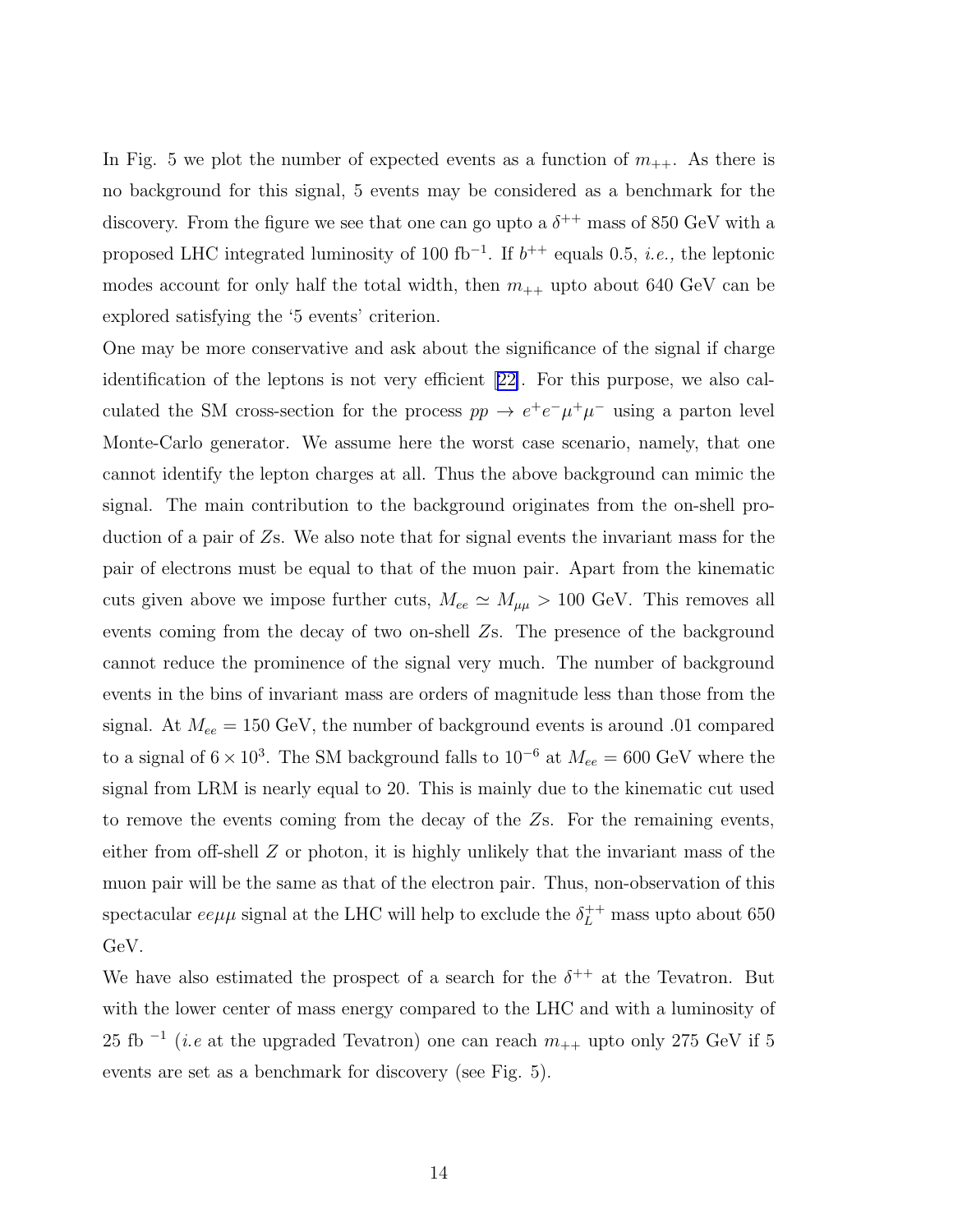In Fig. 5 we plot the number of expected events as a function of $m_{++}$. As there is no background for this signal, 5 events may be considered as a benchmark for the discovery. From the figure we see that one can go upto a $\delta^{++}$ mass of 850 GeV with a proposed LHC integrated luminosity of 100 fb$^{-1}$. If $b^{++}$ equals 0.5, *i.e.,* the leptonic modes account for only half the total width, then $m_{++}$ upto about 640 GeV can be explored satisfying the '5 events' criterion.

One may be more conservative and ask about the significance of the signal if charge identification of the leptons is not very efficient [22]. For this purpose, we also calculated the SM cross-section for the process $pp \to e^+e^-\mu^+\mu^-$ using a parton level Monte-Carlo generator. We assume here the worst case scenario, namely, that one cannot identify the lepton charges at all. Thus the above background can mimic the signal. The main contribution to the background originates from the on-shell production of a pair of $Z$s. We also note that for signal events the invariant mass for the pair of electrons must be equal to that of the muon pair. Apart from the kinematic cuts given above we impose further cuts, $M_{ee} \simeq M_{\mu\mu} > 100$ GeV. This removes all events coming from the decay of two on-shell $Z$s. The presence of the background cannot reduce the prominence of the signal very much. The number of background events in the bins of invariant mass are orders of magnitude less than those from the signal. At $M_{ee} = 150$ GeV, the number of background events is around .01 compared to a signal of $6 \times 10^3$. The SM background falls to $10^{-6}$ at $M_{ee} = 600$ GeV where the signal from LRM is nearly equal to 20. This is mainly due to the kinematic cut used to remove the events coming from the decay of the $Z$s. For the remaining events, either from off-shell $Z$ or photon, it is highly unlikely that the invariant mass of the muon pair will be the same as that of the electron pair. Thus, non-observation of this spectacular $ee\mu\mu$ signal at the LHC will help to exclude the $\delta_L^{++}$ mass upto about 650 GeV.

We have also estimated the prospect of a search for the $\delta^{++}$ at the Tevatron. But with the lower center of mass energy compared to the LHC and with a luminosity of 25 fb $^{-1}$ (*i.e* at the upgraded Tevatron) one can reach $m_{++}$ upto only 275 GeV if 5 events are set as a benchmark for discovery (see Fig. 5).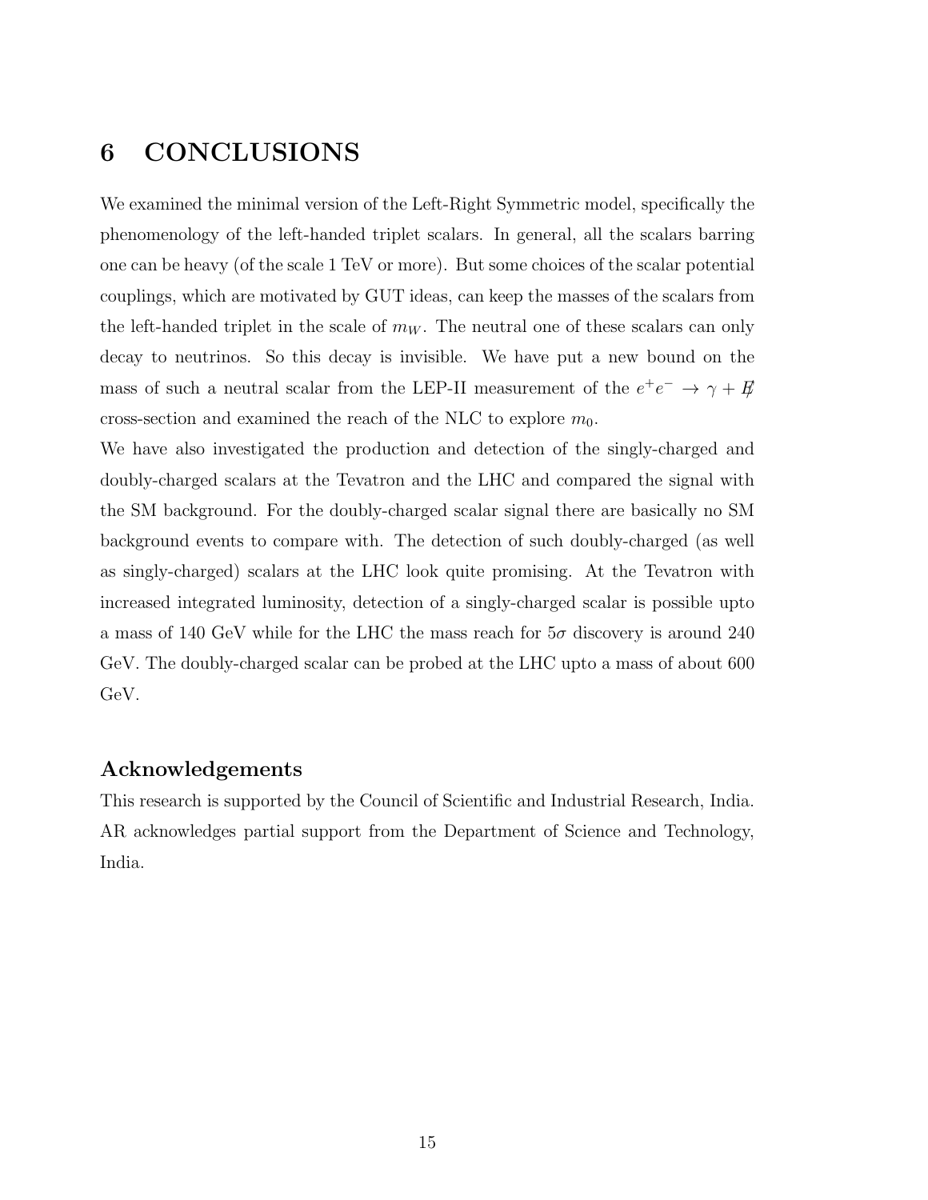# 6 CONCLUSIONS

We examined the minimal version of the Left-Right Symmetric model, specifically the phenomenology of the left-handed triplet scalars. In general, all the scalars barring one can be heavy (of the scale 1 TeV or more). But some choices of the scalar potential couplings, which are motivated by GUT ideas, can keep the masses of the scalars from the left-handed triplet in the scale of $m_W$. The neutral one of these scalars can only decay to neutrinos. So this decay is invisible. We have put a new bound on the mass of such a neutral scalar from the LEP-II measurement of the $e^+e^- \to \gamma + \not{E}$ cross-section and examined the reach of the NLC to explore $m_0$.

We have also investigated the production and detection of the singly-charged and doubly-charged scalars at the Tevatron and the LHC and compared the signal with the SM background. For the doubly-charged scalar signal there are basically no SM background events to compare with. The detection of such doubly-charged (as well as singly-charged) scalars at the LHC look quite promising. At the Tevatron with increased integrated luminosity, detection of a singly-charged scalar is possible upto a mass of 140 GeV while for the LHC the mass reach for $5\sigma$ discovery is around 240 GeV. The doubly-charged scalar can be probed at the LHC upto a mass of about 600 GeV.

## Acknowledgements

This research is supported by the Council of Scientific and Industrial Research, India. AR acknowledges partial support from the Department of Science and Technology, India.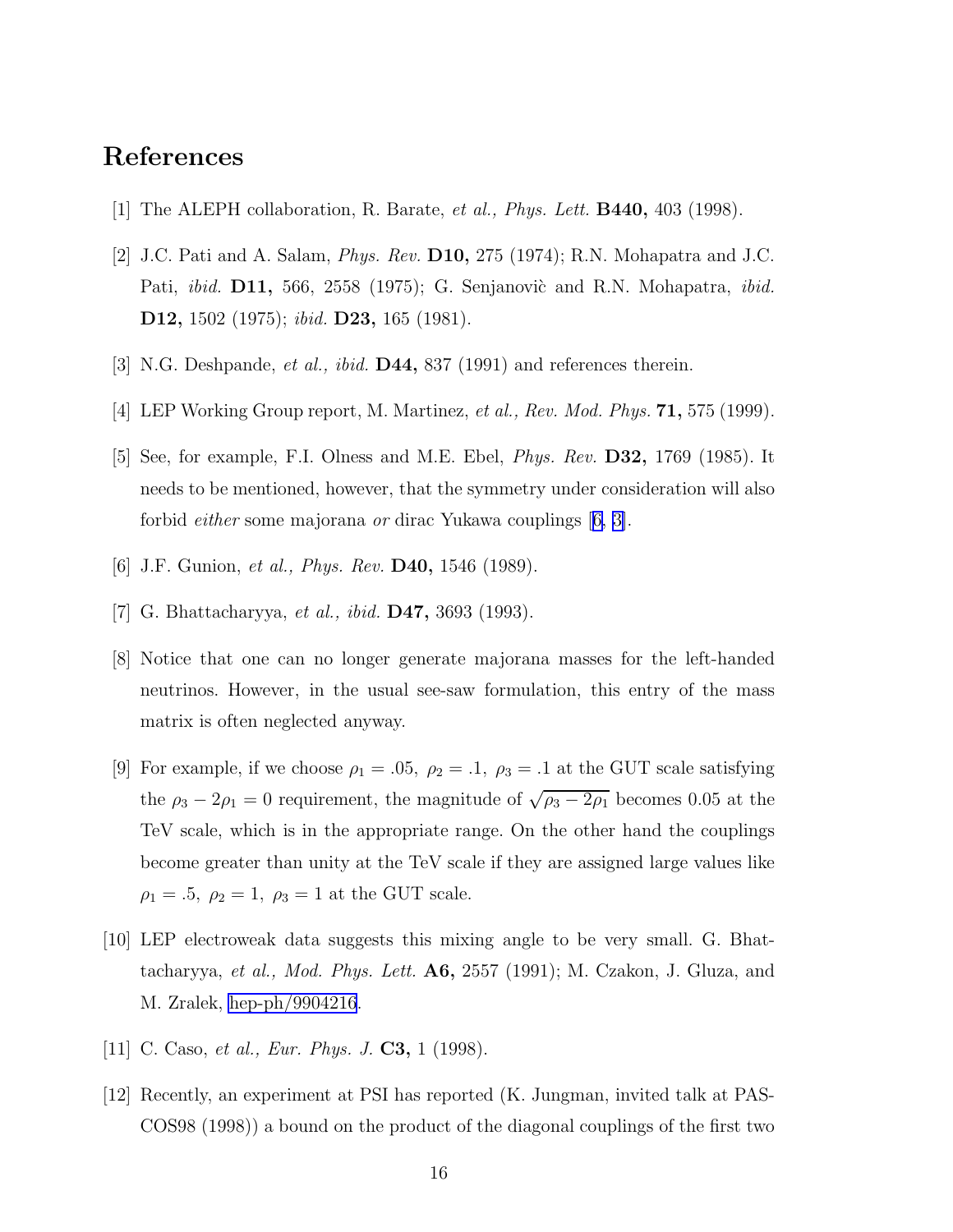# References

[1] The ALEPH collaboration, R. Barate, *et al., Phys. Lett.* **B440,** 403 (1998).

[2] J.C. Pati and A. Salam, *Phys. Rev.* **D10,** 275 (1974); R.N. Mohapatra and J.C. Pati, *ibid.* **D11,** 566, 2558 (1975); G. Senjanoviè and R.N. Mohapatra, *ibid.* **D12,** 1502 (1975); *ibid.* **D23,** 165 (1981).

[3] N.G. Deshpande, *et al., ibid.* **D44,** 837 (1991) and references therein.

[4] LEP Working Group report, M. Martinez, *et al., Rev. Mod. Phys.* **71,** 575 (1999).

[5] See, for example, F.I. Olness and M.E. Ebel, *Phys. Rev.* **D32,** 1769 (1985). It needs to be mentioned, however, that the symmetry under consideration will also forbid *either* some majorana *or* dirac Yukawa couplings [6, 3].

[6] J.F. Gunion, *et al., Phys. Rev.* **D40,** 1546 (1989).

[7] G. Bhattacharyya, *et al., ibid.* **D47,** 3693 (1993).

[8] Notice that one can no longer generate majorana masses for the left-handed neutrinos. However, in the usual see-saw formulation, this entry of the mass matrix is often neglected anyway.

[9] For example, if we choose $\rho_1 = .05,\ \rho_2 = .1,\ \rho_3 = .1$ at the GUT scale satisfying the $\rho_3 - 2\rho_1 = 0$ requirement, the magnitude of $\sqrt{\rho_3 - 2\rho_1}$ becomes 0.05 at the TeV scale, which is in the appropriate range. On the other hand the couplings become greater than unity at the TeV scale if they are assigned large values like $\rho_1 = .5,\ \rho_2 = 1,\ \rho_3 = 1$ at the GUT scale.

[10] LEP electroweak data suggests this mixing angle to be very small. G. Bhattacharyya, *et al., Mod. Phys. Lett.* **A6,** 2557 (1991); M. Czakon, J. Gluza, and M. Zralek, hep-ph/9904216.

[11] C. Caso, *et al., Eur. Phys. J.* **C3,** 1 (1998).

[12] Recently, an experiment at PSI has reported (K. Jungman, invited talk at PASCOS98 (1998)) a bound on the product of the diagonal couplings of the first two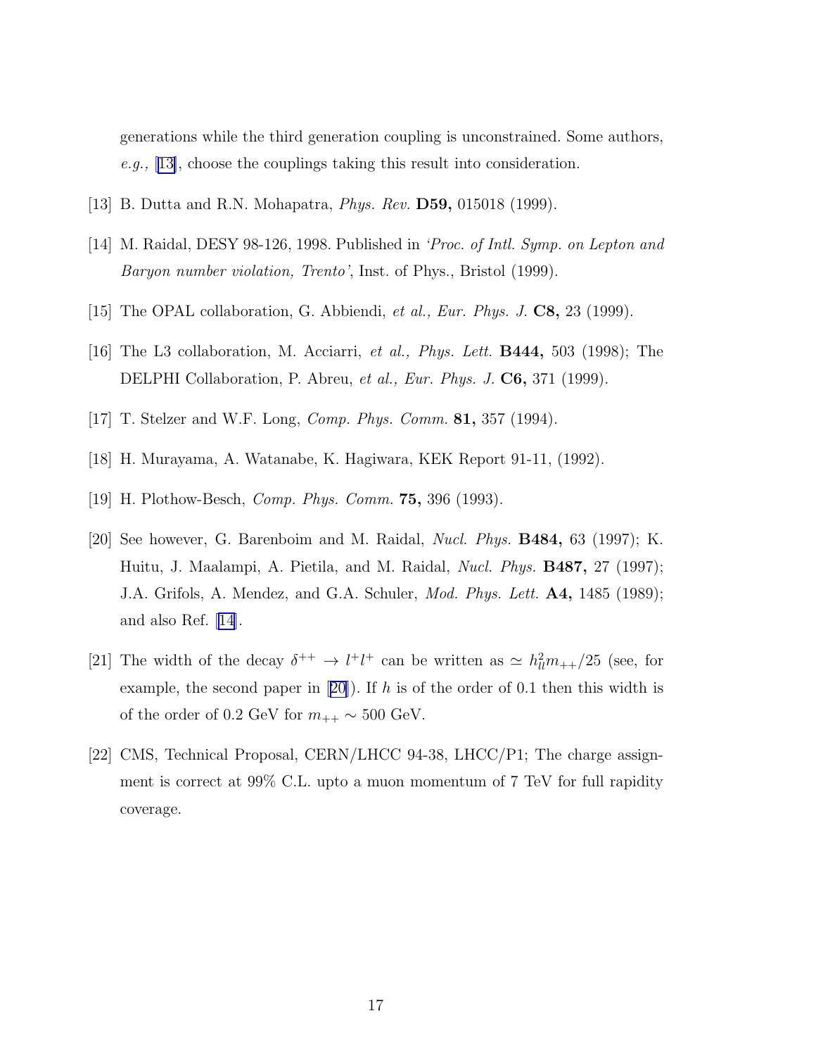generations while the third generation coupling is unconstrained. Some authors, *e.g.,* [13], choose the couplings taking this result into consideration.

[13] B. Dutta and R.N. Mohapatra, *Phys. Rev.* **D59,** 015018 (1999).

[14] M. Raidal, DESY 98-126, 1998. Published in *'Proc. of Intl. Symp. on Lepton and Baryon number violation, Trento'*, Inst. of Phys., Bristol (1999).

[15] The OPAL collaboration, G. Abbiendi, *et al., Eur. Phys. J.* **C8,** 23 (1999).

[16] The L3 collaboration, M. Acciarri, *et al., Phys. Lett.* **B444,** 503 (1998); The DELPHI Collaboration, P. Abreu, *et al., Eur. Phys. J.* **C6,** 371 (1999).

[17] T. Stelzer and W.F. Long, *Comp. Phys. Comm.* **81,** 357 (1994).

[18] H. Murayama, A. Watanabe, K. Hagiwara, KEK Report 91-11, (1992).

[19] H. Plothow-Besch, *Comp. Phys. Comm.* **75,** 396 (1993).

[20] See however, G. Barenboim and M. Raidal, *Nucl. Phys.* **B484,** 63 (1997); K. Huitu, J. Maalampi, A. Pietila, and M. Raidal, *Nucl. Phys.* **B487,** 27 (1997); J.A. Grifols, A. Mendez, and G.A. Schuler, *Mod. Phys. Lett.* **A4,** 1485 (1989); and also Ref. [14].

[21] The width of the decay $\delta^{++} \to l^+ l^+$ can be written as $\simeq h_{ll}^2 m_{++}/25$ (see, for example, the second paper in [20]). If $h$ is of the order of 0.1 then this width is of the order of 0.2 GeV for $m_{++} \sim 500$ GeV.

[22] CMS, Technical Proposal, CERN/LHCC 94-38, LHCC/P1; The charge assignment is correct at 99% C.L. upto a muon momentum of 7 TeV for full rapidity coverage.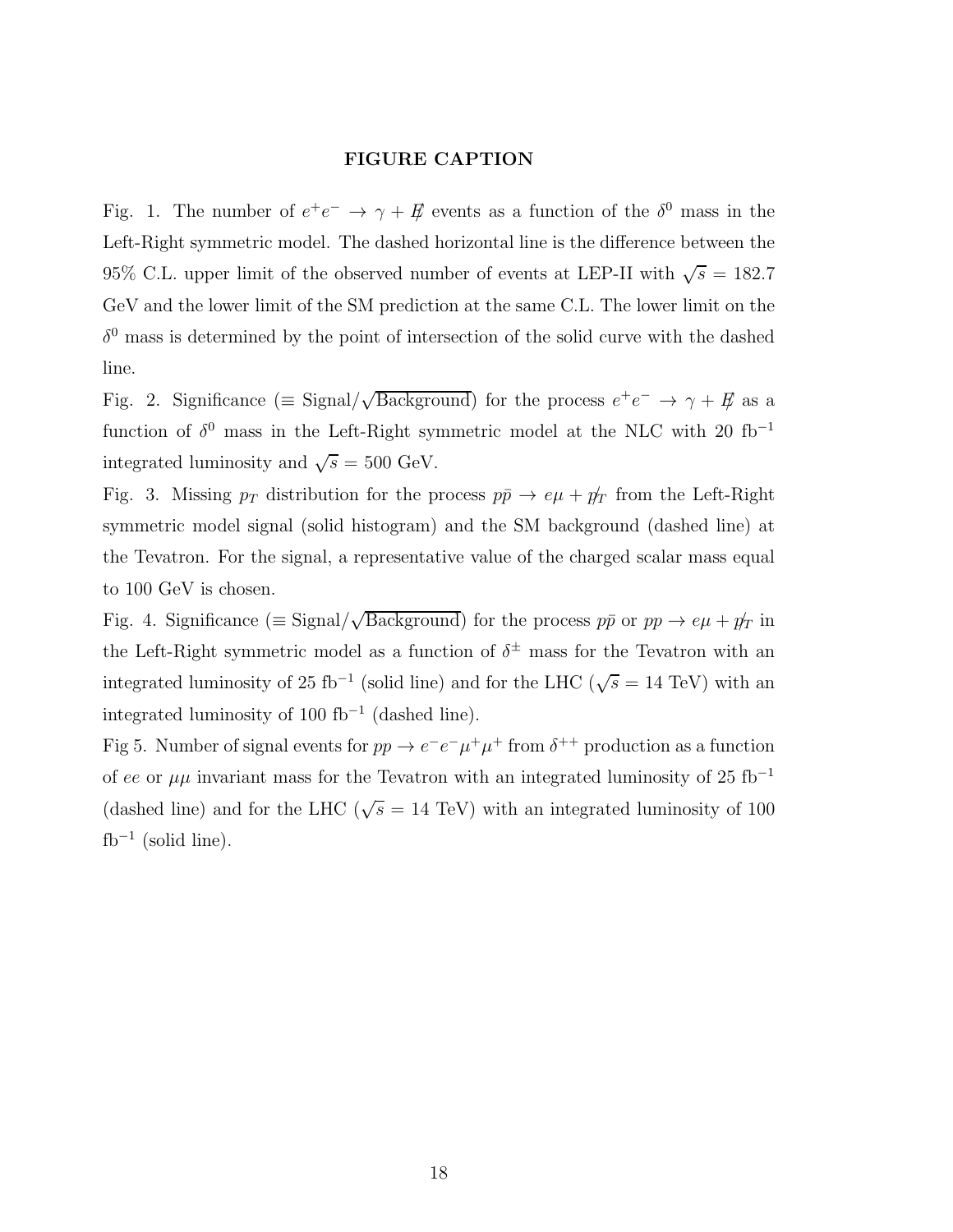## FIGURE CAPTION

Fig. 1. The number of $e^+e^- \to \gamma + \not{E}$ events as a function of the $\delta^0$ mass in the Left-Right symmetric model. The dashed horizontal line is the difference between the 95% C.L. upper limit of the observed number of events at LEP-II with $\sqrt{s} = 182.7$ GeV and the lower limit of the SM prediction at the same C.L. The lower limit on the $\delta^0$ mass is determined by the point of intersection of the solid curve with the dashed line.

Fig. 2. Significance ($\equiv$ Signal/$\sqrt{\text{Background}}$) for the process $e^+e^- \to \gamma + \not{E}$ as a function of $\delta^0$ mass in the Left-Right symmetric model at the NLC with 20 fb$^{-1}$ integrated luminosity and $\sqrt{s} = 500$ GeV.

Fig. 3. Missing $p_T$ distribution for the process $p\bar{p} \to e\mu + \not{p}_T$ from the Left-Right symmetric model signal (solid histogram) and the SM background (dashed line) at the Tevatron. For the signal, a representative value of the charged scalar mass equal to 100 GeV is chosen.

Fig. 4. Significance ($\equiv$ Signal/$\sqrt{\text{Background}}$) for the process $p\bar{p}$ or $pp \to e\mu + \not{p}_T$ in the Left-Right symmetric model as a function of $\delta^{\pm}$ mass for the Tevatron with an integrated luminosity of 25 fb$^{-1}$ (solid line) and for the LHC ($\sqrt{s} = 14$ TeV) with an integrated luminosity of 100 fb$^{-1}$ (dashed line).

Fig 5. Number of signal events for $pp \to e^-e^-\mu^+\mu^+$ from $\delta^{++}$ production as a function of $ee$ or $\mu\mu$ invariant mass for the Tevatron with an integrated luminosity of 25 fb$^{-1}$ (dashed line) and for the LHC ($\sqrt{s} = 14$ TeV) with an integrated luminosity of 100 fb$^{-1}$ (solid line).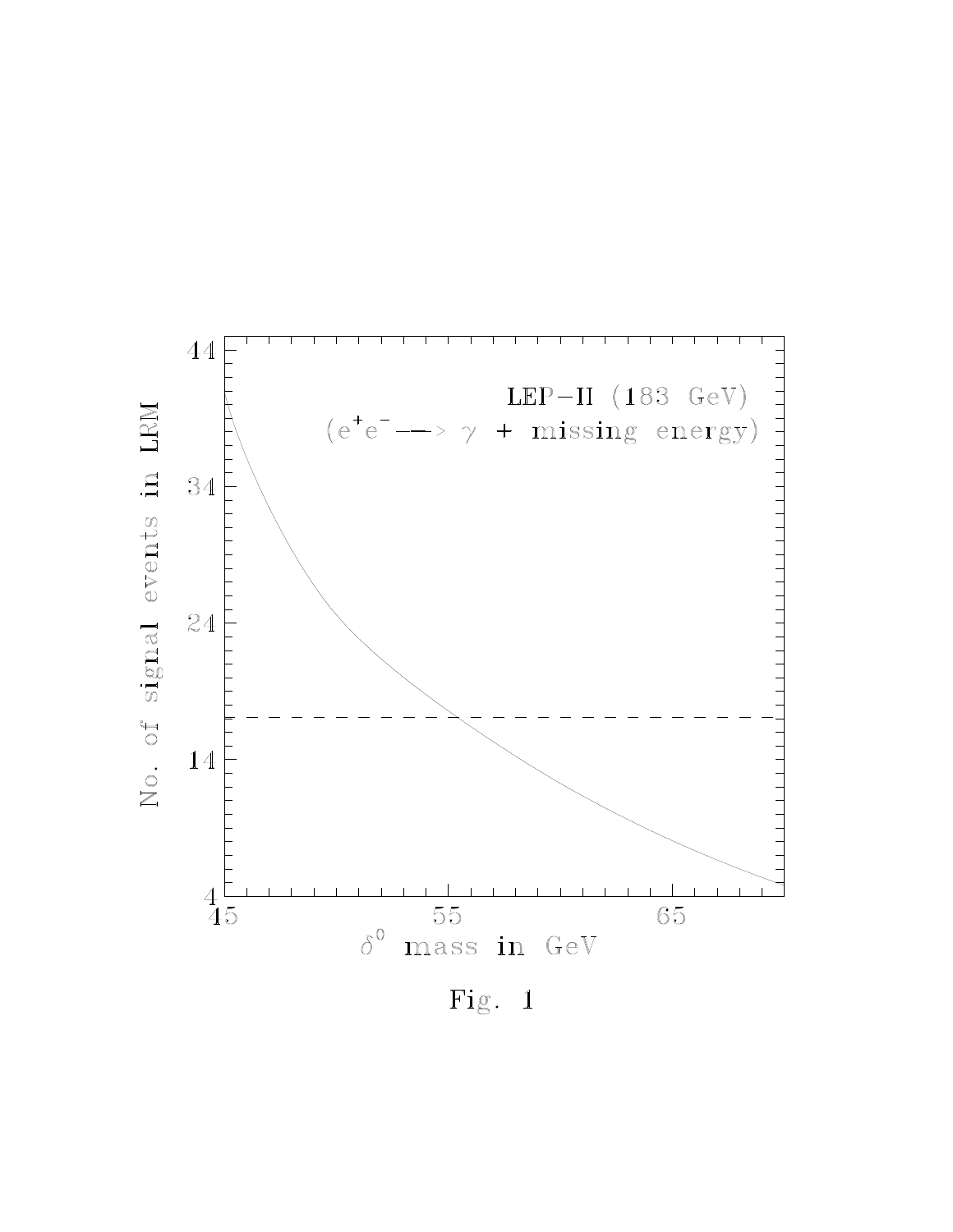Fig. 1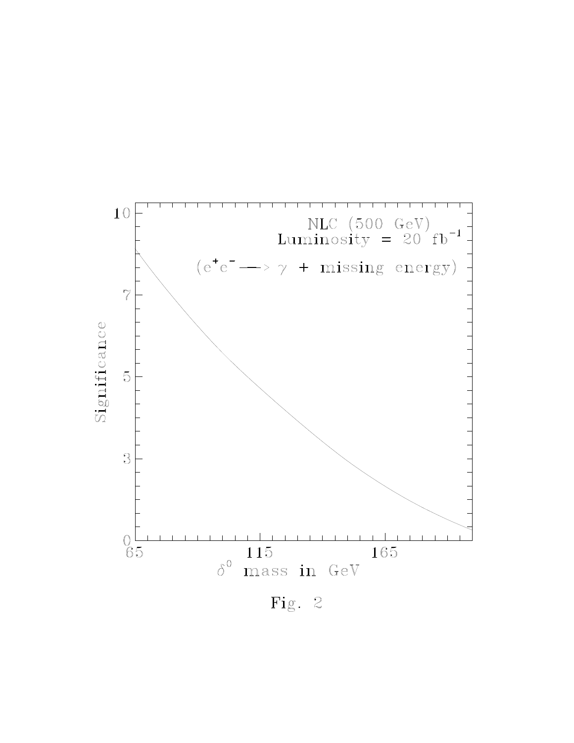Fig. 2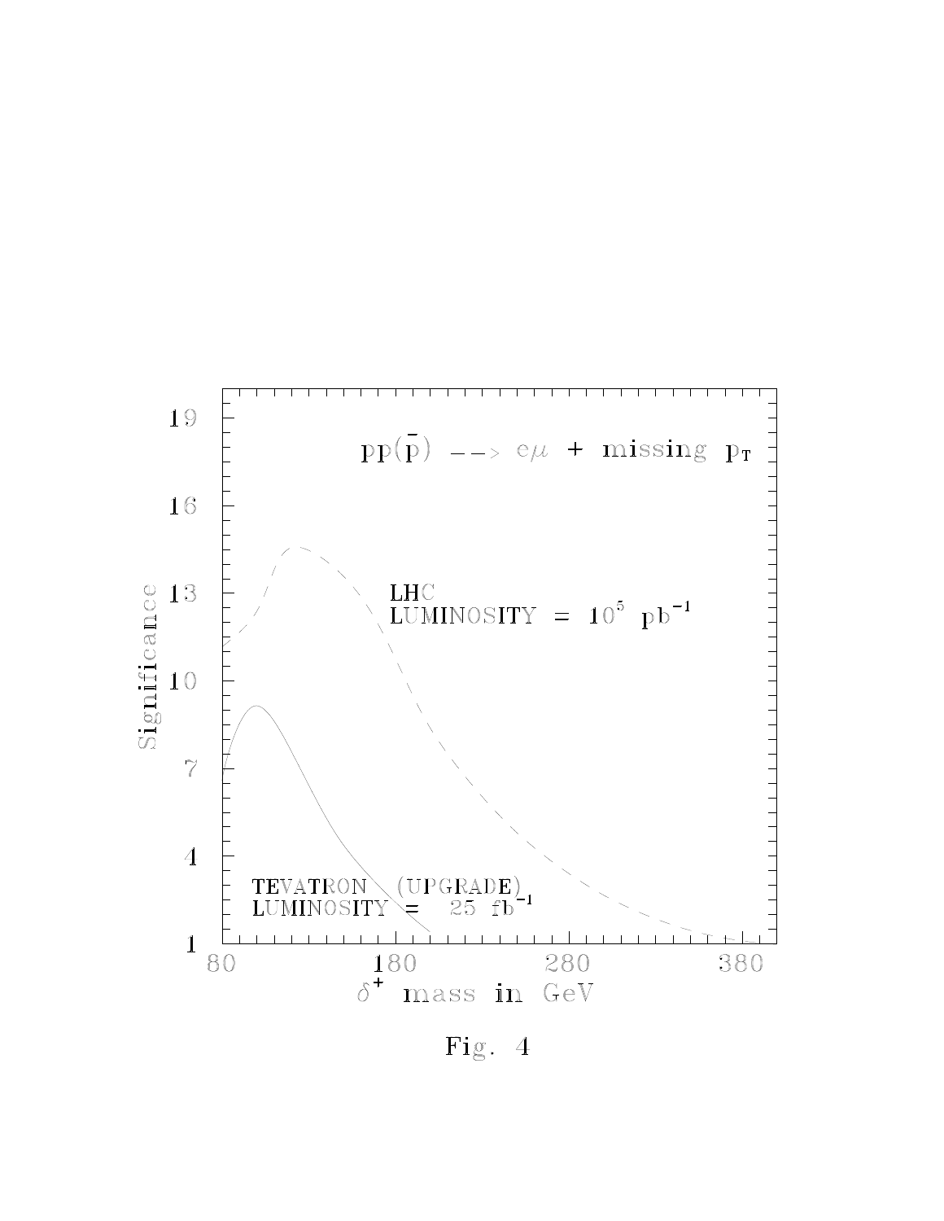Fig. 4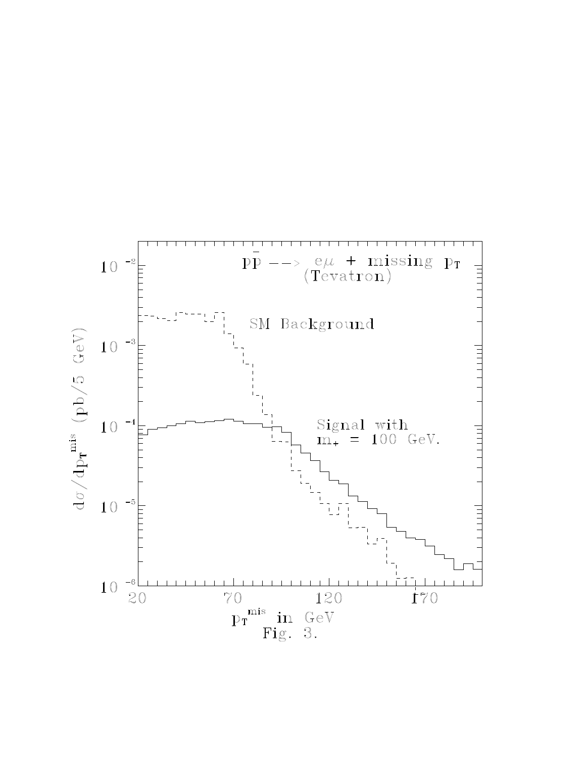Fig. 3.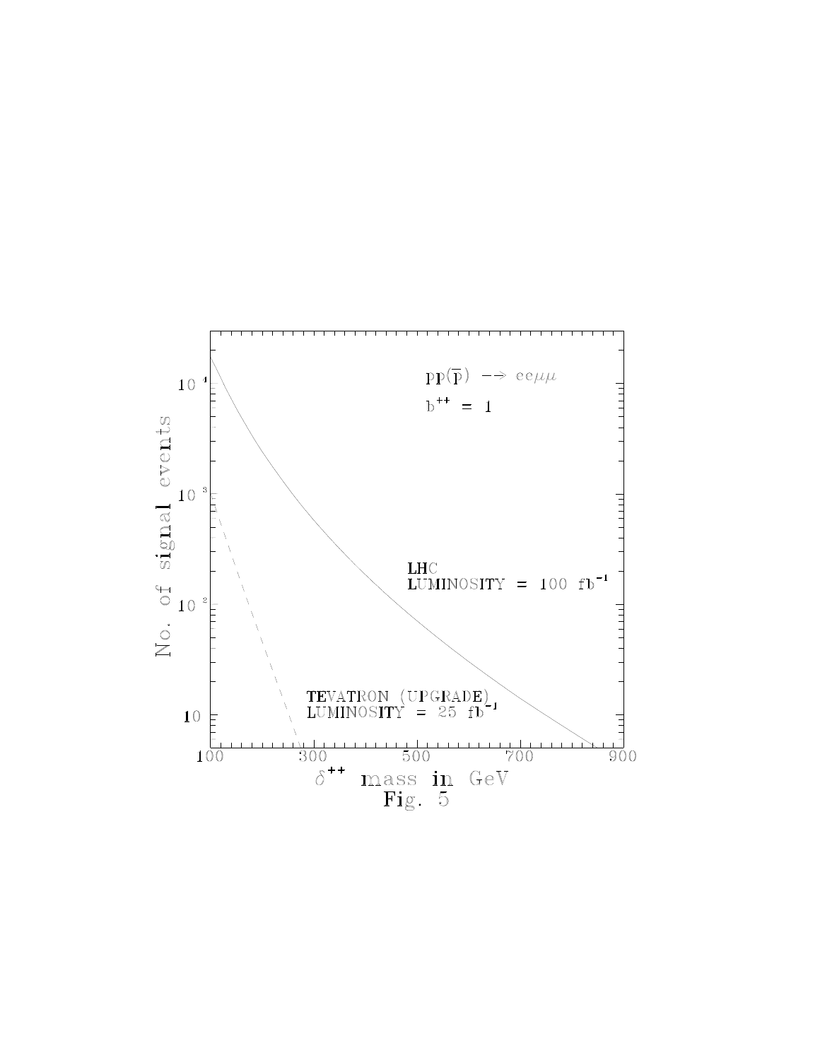$pp(\bar{p}) \rightarrow ee\mu\mu$

$b^{++} = 1$

LHC

LUMINOSITY = 100 $fb^{-1}$

TEVATRON (UPGRADE)

LUMINOSITY = 25 $fb^{-1}$

No. of signal events

$10^4$

$10^3$

$10^2$

10

100 300 500 700 900

$\delta^{++}$ mass in GeV

Fig. 5